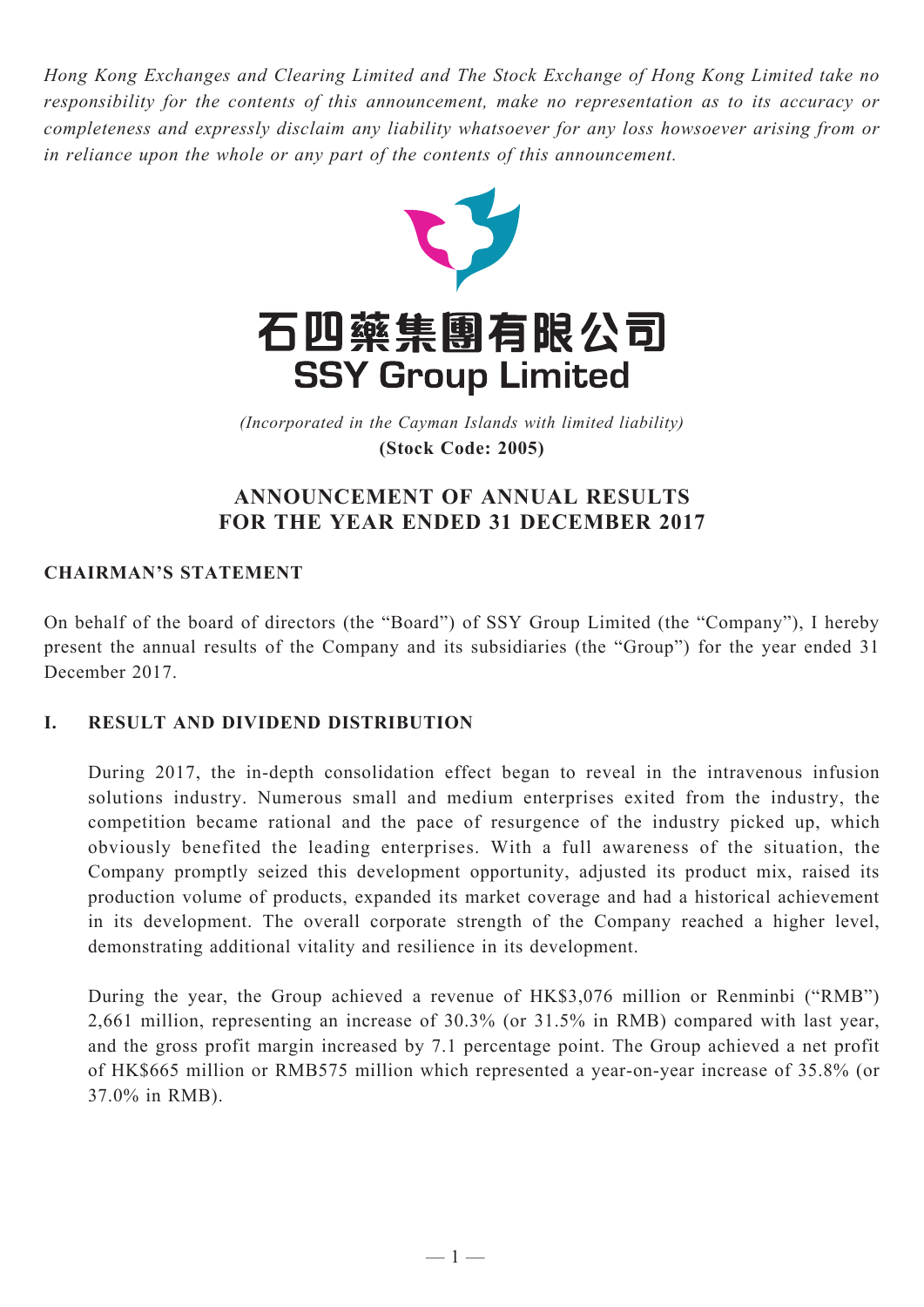*Hong Kong Exchanges and Clearing Limited and The Stock Exchange of Hong Kong Limited take no responsibility for the contents of this announcement, make no representation as to its accuracy or completeness and expressly disclaim any liability whatsoever for any loss howsoever arising from or in reliance upon the whole or any part of the contents of this announcement.*

# 石四藥集團有限公司
# SSY Group Limited

*(Incorporated in the Cayman Islands with limited liability)*
**(Stock Code: 2005)**

## ANNOUNCEMENT OF ANNUAL RESULTS FOR THE YEAR ENDED 31 DECEMBER 2017

### CHAIRMAN'S STATEMENT

On behalf of the board of directors (the "Board") of SSY Group Limited (the "Company"), I hereby present the annual results of the Company and its subsidiaries (the "Group") for the year ended 31 December 2017.

### I. RESULT AND DIVIDEND DISTRIBUTION

During 2017, the in-depth consolidation effect began to reveal in the intravenous infusion solutions industry. Numerous small and medium enterprises exited from the industry, the competition became rational and the pace of resurgence of the industry picked up, which obviously benefited the leading enterprises. With a full awareness of the situation, the Company promptly seized this development opportunity, adjusted its product mix, raised its production volume of products, expanded its market coverage and had a historical achievement in its development. The overall corporate strength of the Company reached a higher level, demonstrating additional vitality and resilience in its development.

During the year, the Group achieved a revenue of HK$3,076 million or Renminbi ("RMB") 2,661 million, representing an increase of 30.3% (or 31.5% in RMB) compared with last year, and the gross profit margin increased by 7.1 percentage point. The Group achieved a net profit of HK$665 million or RMB575 million which represented a year-on-year increase of 35.8% (or 37.0% in RMB).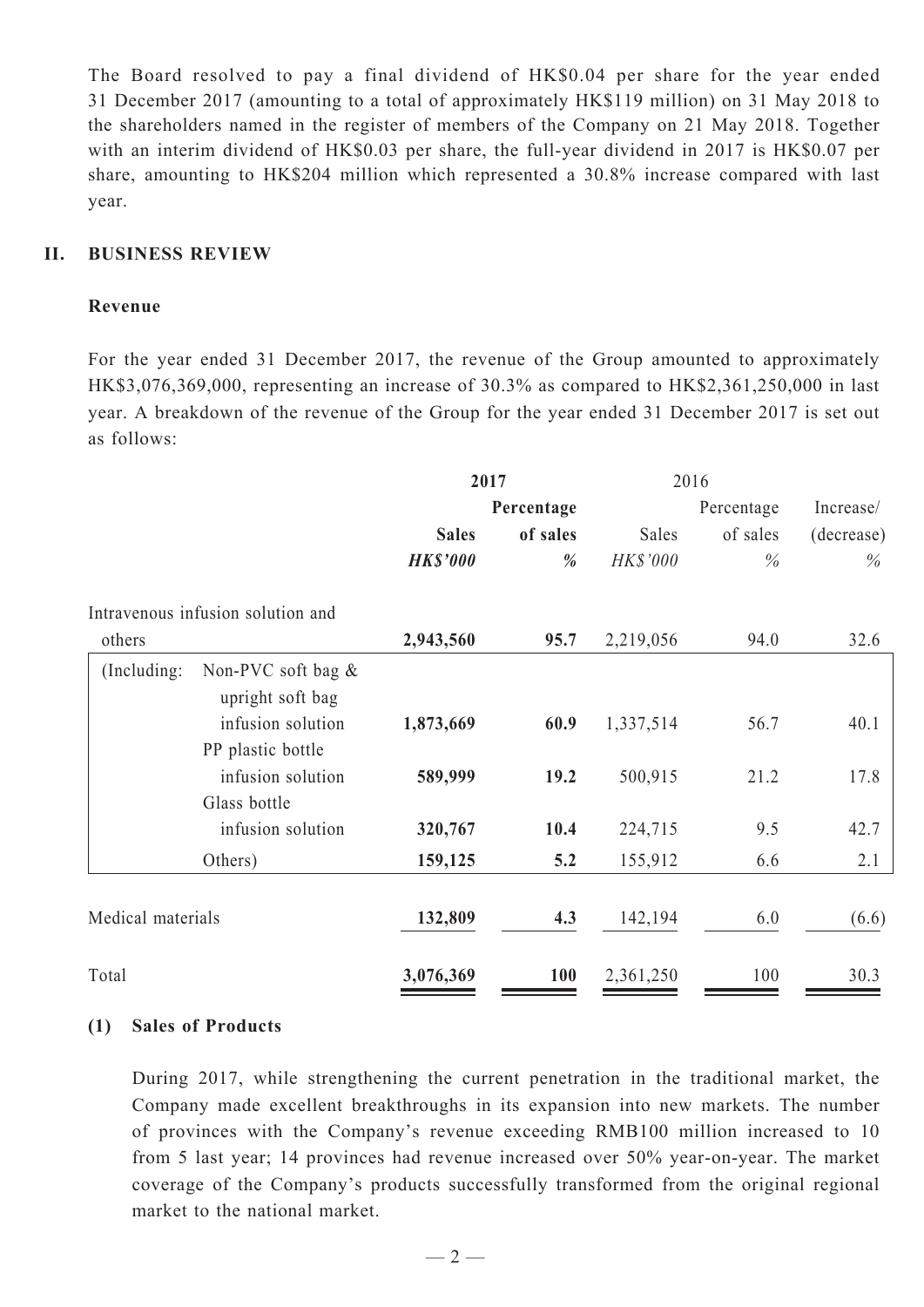The Board resolved to pay a final dividend of HK$0.04 per share for the year ended 31 December 2017 (amounting to a total of approximately HK$119 million) on 31 May 2018 to the shareholders named in the register of members of the Company on 21 May 2018. Together with an interim dividend of HK$0.03 per share, the full-year dividend in 2017 is HK$0.07 per share, amounting to HK$204 million which represented a 30.8% increase compared with last year.

## II. BUSINESS REVIEW

### Revenue

For the year ended 31 December 2017, the revenue of the Group amounted to approximately HK$3,076,369,000, representing an increase of 30.3% as compared to HK$2,361,250,000 in last year. A breakdown of the revenue of the Group for the year ended 31 December 2017 is set out as follows:

| | **2017** | | 2016 | | |
|---|---|---|---|---|---|
| | **Sales** | **Percentage of sales** | Sales | Percentage of sales | Increase/ (decrease) |
| | ***HK$'000*** | ***%*** | *HK$'000* | *%* | *%* |
| Intravenous infusion solution and others | **2,943,560** | **95.7** | 2,219,056 | 94.0 | 32.6 |
| (Including: Non-PVC soft bag & upright soft bag infusion solution | **1,873,669** | **60.9** | 1,337,514 | 56.7 | 40.1 |
| PP plastic bottle infusion solution | **589,999** | **19.2** | 500,915 | 21.2 | 17.8 |
| Glass bottle infusion solution | **320,767** | **10.4** | 224,715 | 9.5 | 42.7 |
| Others) | **159,125** | **5.2** | 155,912 | 6.6 | 2.1 |
| Medical materials | **132,809** | **4.3** | 142,194 | 6.0 | (6.6) |
| Total | **3,076,369** | **100** | 2,361,250 | 100 | 30.3 |

### (1) Sales of Products

During 2017, while strengthening the current penetration in the traditional market, the Company made excellent breakthroughs in its expansion into new markets. The number of provinces with the Company's revenue exceeding RMB100 million increased to 10 from 5 last year; 14 provinces had revenue increased over 50% year-on-year. The market coverage of the Company's products successfully transformed from the original regional market to the national market.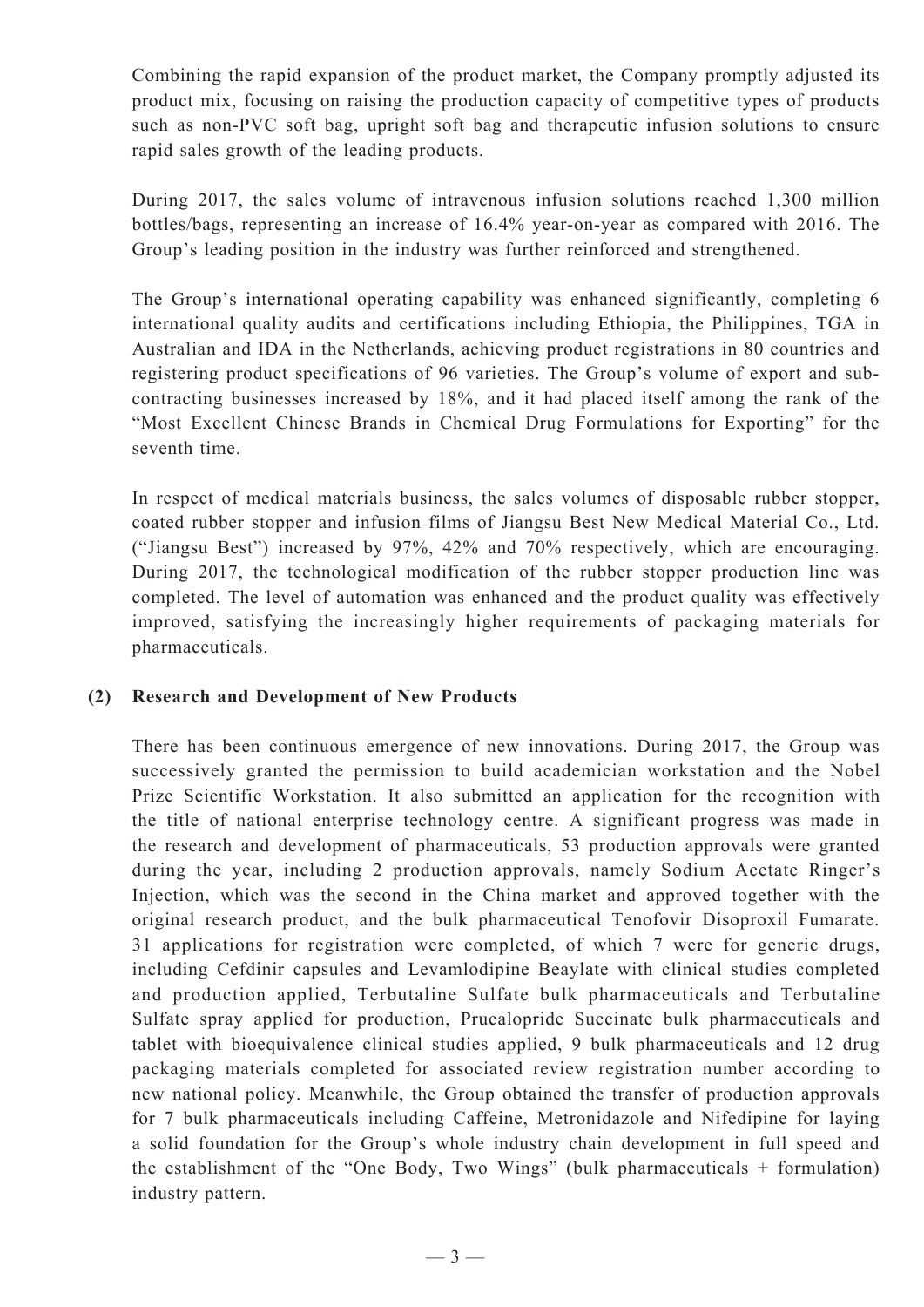Combining the rapid expansion of the product market, the Company promptly adjusted its product mix, focusing on raising the production capacity of competitive types of products such as non-PVC soft bag, upright soft bag and therapeutic infusion solutions to ensure rapid sales growth of the leading products.

During 2017, the sales volume of intravenous infusion solutions reached 1,300 million bottles/bags, representing an increase of 16.4% year-on-year as compared with 2016. The Group's leading position in the industry was further reinforced and strengthened.

The Group's international operating capability was enhanced significantly, completing 6 international quality audits and certifications including Ethiopia, the Philippines, TGA in Australian and IDA in the Netherlands, achieving product registrations in 80 countries and registering product specifications of 96 varieties. The Group's volume of export and sub-contracting businesses increased by 18%, and it had placed itself among the rank of the "Most Excellent Chinese Brands in Chemical Drug Formulations for Exporting" for the seventh time.

In respect of medical materials business, the sales volumes of disposable rubber stopper, coated rubber stopper and infusion films of Jiangsu Best New Medical Material Co., Ltd. ("Jiangsu Best") increased by 97%, 42% and 70% respectively, which are encouraging. During 2017, the technological modification of the rubber stopper production line was completed. The level of automation was enhanced and the product quality was effectively improved, satisfying the increasingly higher requirements of packaging materials for pharmaceuticals.

**(2) Research and Development of New Products**

There has been continuous emergence of new innovations. During 2017, the Group was successively granted the permission to build academician workstation and the Nobel Prize Scientific Workstation. It also submitted an application for the recognition with the title of national enterprise technology centre. A significant progress was made in the research and development of pharmaceuticals, 53 production approvals were granted during the year, including 2 production approvals, namely Sodium Acetate Ringer's Injection, which was the second in the China market and approved together with the original research product, and the bulk pharmaceutical Tenofovir Disoproxil Fumarate. 31 applications for registration were completed, of which 7 were for generic drugs, including Cefdinir capsules and Levamlodipine Beaylate with clinical studies completed and production applied, Terbutaline Sulfate bulk pharmaceuticals and Terbutaline Sulfate spray applied for production, Prucalopride Succinate bulk pharmaceuticals and tablet with bioequivalence clinical studies applied, 9 bulk pharmaceuticals and 12 drug packaging materials completed for associated review registration number according to new national policy. Meanwhile, the Group obtained the transfer of production approvals for 7 bulk pharmaceuticals including Caffeine, Metronidazole and Nifedipine for laying a solid foundation for the Group's whole industry chain development in full speed and the establishment of the "One Body, Two Wings" (bulk pharmaceuticals + formulation) industry pattern.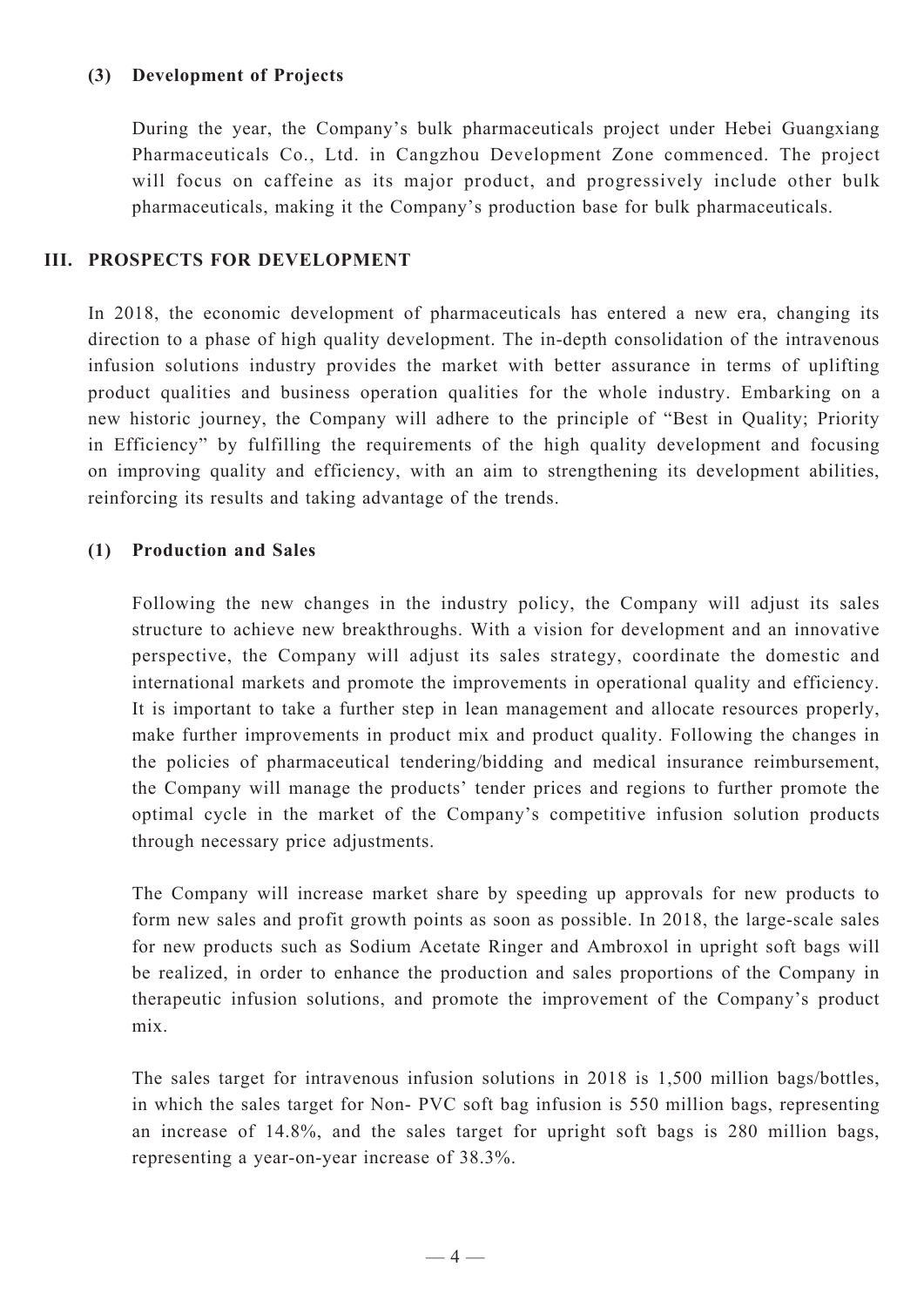### (3) Development of Projects

During the year, the Company's bulk pharmaceuticals project under Hebei Guangxiang Pharmaceuticals Co., Ltd. in Cangzhou Development Zone commenced. The project will focus on caffeine as its major product, and progressively include other bulk pharmaceuticals, making it the Company's production base for bulk pharmaceuticals.

## III. PROSPECTS FOR DEVELOPMENT

In 2018, the economic development of pharmaceuticals has entered a new era, changing its direction to a phase of high quality development. The in-depth consolidation of the intravenous infusion solutions industry provides the market with better assurance in terms of uplifting product qualities and business operation qualities for the whole industry. Embarking on a new historic journey, the Company will adhere to the principle of "Best in Quality; Priority in Efficiency" by fulfilling the requirements of the high quality development and focusing on improving quality and efficiency, with an aim to strengthening its development abilities, reinforcing its results and taking advantage of the trends.

### (1) Production and Sales

Following the new changes in the industry policy, the Company will adjust its sales structure to achieve new breakthroughs. With a vision for development and an innovative perspective, the Company will adjust its sales strategy, coordinate the domestic and international markets and promote the improvements in operational quality and efficiency. It is important to take a further step in lean management and allocate resources properly, make further improvements in product mix and product quality. Following the changes in the policies of pharmaceutical tendering/bidding and medical insurance reimbursement, the Company will manage the products' tender prices and regions to further promote the optimal cycle in the market of the Company's competitive infusion solution products through necessary price adjustments.

The Company will increase market share by speeding up approvals for new products to form new sales and profit growth points as soon as possible. In 2018, the large-scale sales for new products such as Sodium Acetate Ringer and Ambroxol in upright soft bags will be realized, in order to enhance the production and sales proportions of the Company in therapeutic infusion solutions, and promote the improvement of the Company's product mix.

The sales target for intravenous infusion solutions in 2018 is 1,500 million bags/bottles, in which the sales target for Non- PVC soft bag infusion is 550 million bags, representing an increase of 14.8%, and the sales target for upright soft bags is 280 million bags, representing a year-on-year increase of 38.3%.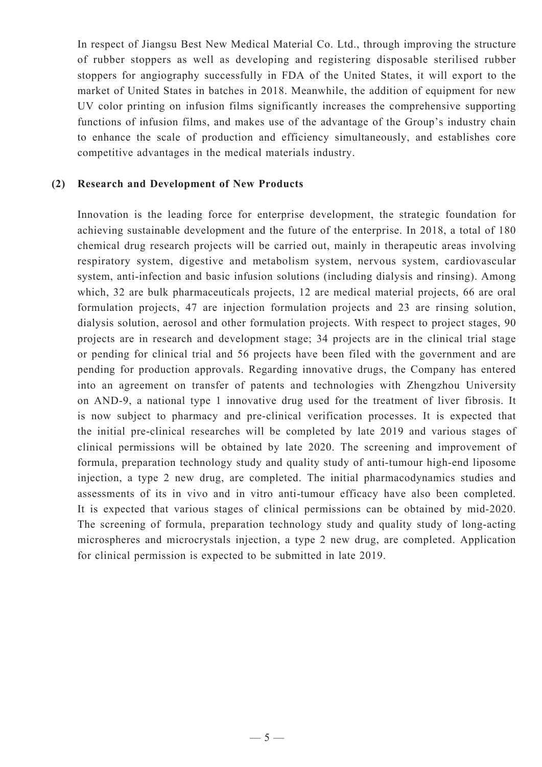In respect of Jiangsu Best New Medical Material Co. Ltd., through improving the structure of rubber stoppers as well as developing and registering disposable sterilised rubber stoppers for angiography successfully in FDA of the United States, it will export to the market of United States in batches in 2018. Meanwhile, the addition of equipment for new UV color printing on infusion films significantly increases the comprehensive supporting functions of infusion films, and makes use of the advantage of the Group's industry chain to enhance the scale of production and efficiency simultaneously, and establishes core competitive advantages in the medical materials industry.

**(2) Research and Development of New Products**

Innovation is the leading force for enterprise development, the strategic foundation for achieving sustainable development and the future of the enterprise. In 2018, a total of 180 chemical drug research projects will be carried out, mainly in therapeutic areas involving respiratory system, digestive and metabolism system, nervous system, cardiovascular system, anti-infection and basic infusion solutions (including dialysis and rinsing). Among which, 32 are bulk pharmaceuticals projects, 12 are medical material projects, 66 are oral formulation projects, 47 are injection formulation projects and 23 are rinsing solution, dialysis solution, aerosol and other formulation projects. With respect to project stages, 90 projects are in research and development stage; 34 projects are in the clinical trial stage or pending for clinical trial and 56 projects have been filed with the government and are pending for production approvals. Regarding innovative drugs, the Company has entered into an agreement on transfer of patents and technologies with Zhengzhou University on AND-9, a national type 1 innovative drug used for the treatment of liver fibrosis. It is now subject to pharmacy and pre-clinical verification processes. It is expected that the initial pre-clinical researches will be completed by late 2019 and various stages of clinical permissions will be obtained by late 2020. The screening and improvement of formula, preparation technology study and quality study of anti-tumour high-end liposome injection, a type 2 new drug, are completed. The initial pharmacodynamics studies and assessments of its in vivo and in vitro anti-tumour efficacy have also been completed. It is expected that various stages of clinical permissions can be obtained by mid-2020. The screening of formula, preparation technology study and quality study of long-acting microspheres and microcrystals injection, a type 2 new drug, are completed. Application for clinical permission is expected to be submitted in late 2019.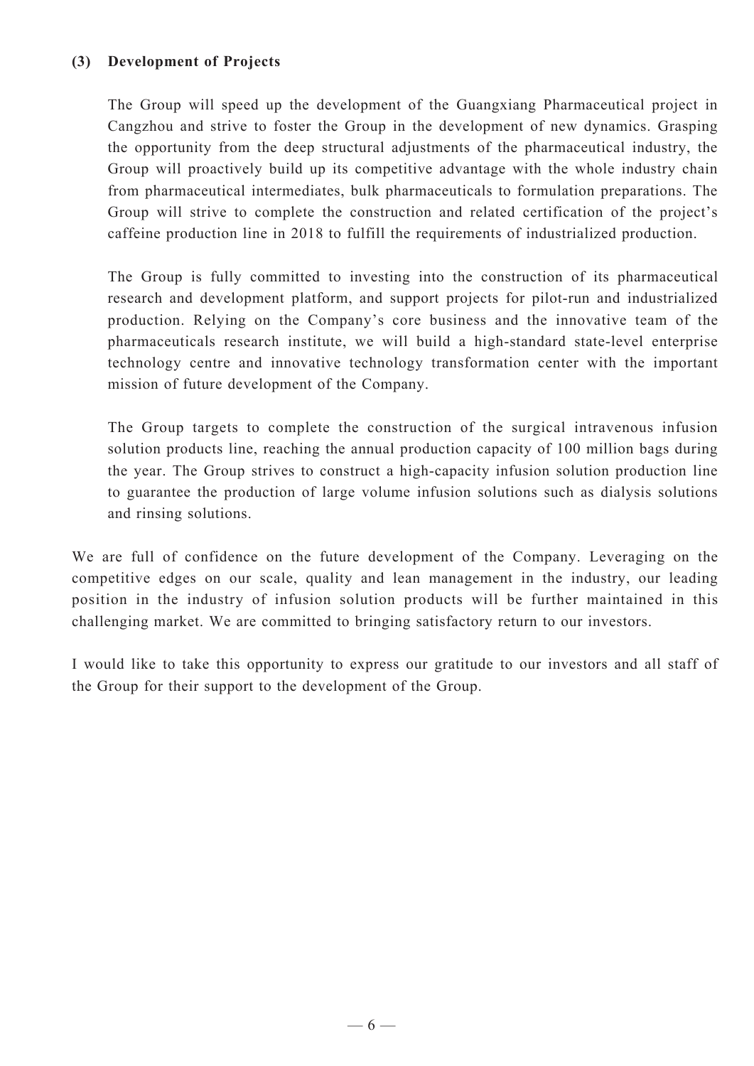**(3) Development of Projects**

The Group will speed up the development of the Guangxiang Pharmaceutical project in Cangzhou and strive to foster the Group in the development of new dynamics. Grasping the opportunity from the deep structural adjustments of the pharmaceutical industry, the Group will proactively build up its competitive advantage with the whole industry chain from pharmaceutical intermediates, bulk pharmaceuticals to formulation preparations. The Group will strive to complete the construction and related certification of the project's caffeine production line in 2018 to fulfill the requirements of industrialized production.

The Group is fully committed to investing into the construction of its pharmaceutical research and development platform, and support projects for pilot-run and industrialized production. Relying on the Company's core business and the innovative team of the pharmaceuticals research institute, we will build a high-standard state-level enterprise technology centre and innovative technology transformation center with the important mission of future development of the Company.

The Group targets to complete the construction of the surgical intravenous infusion solution products line, reaching the annual production capacity of 100 million bags during the year. The Group strives to construct a high-capacity infusion solution production line to guarantee the production of large volume infusion solutions such as dialysis solutions and rinsing solutions.

We are full of confidence on the future development of the Company. Leveraging on the competitive edges on our scale, quality and lean management in the industry, our leading position in the industry of infusion solution products will be further maintained in this challenging market. We are committed to bringing satisfactory return to our investors.

I would like to take this opportunity to express our gratitude to our investors and all staff of the Group for their support to the development of the Group.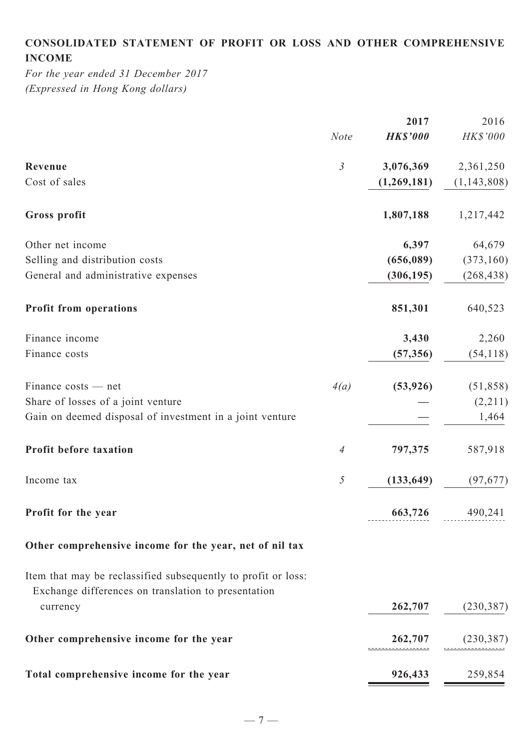## CONSOLIDATED STATEMENT OF PROFIT OR LOSS AND OTHER COMPREHENSIVE INCOME

*For the year ended 31 December 2017*
*(Expressed in Hong Kong dollars)*

| | Note | 2017 | 2016 |
|---|---|---|---|
| | | ***HK$'000*** | *HK$'000* |
| **Revenue** | *3* | **3,076,369** | 2,361,250 |
| Cost of sales | | **(1,269,181)** | (1,143,808) |
| **Gross profit** | | **1,807,188** | 1,217,442 |
| Other net income | | **6,397** | 64,679 |
| Selling and distribution costs | | **(656,089)** | (373,160) |
| General and administrative expenses | | **(306,195)** | (268,438) |
| **Profit from operations** | | **851,301** | 640,523 |
| Finance income | | **3,430** | 2,260 |
| Finance costs | | **(57,356)** | (54,118) |
| Finance costs — net | *4(a)* | **(53,926)** | (51,858) |
| Share of losses of a joint venture | | **—** | (2,211) |
| Gain on deemed disposal of investment in a joint venture | | **—** | 1,464 |
| **Profit before taxation** | *4* | **797,375** | 587,918 |
| Income tax | *5* | **(133,649)** | (97,677) |
| **Profit for the year** | | **663,726** | 490,241 |
| **Other comprehensive income for the year, net of nil tax** | | | |
| Item that may be reclassified subsequently to profit or loss: | | | |
| Exchange differences on translation to presentation currency | | **262,707** | (230,387) |
| **Other comprehensive income for the year** | | **262,707** | (230,387) |
| **Total comprehensive income for the year** | | **926,433** | 259,854 |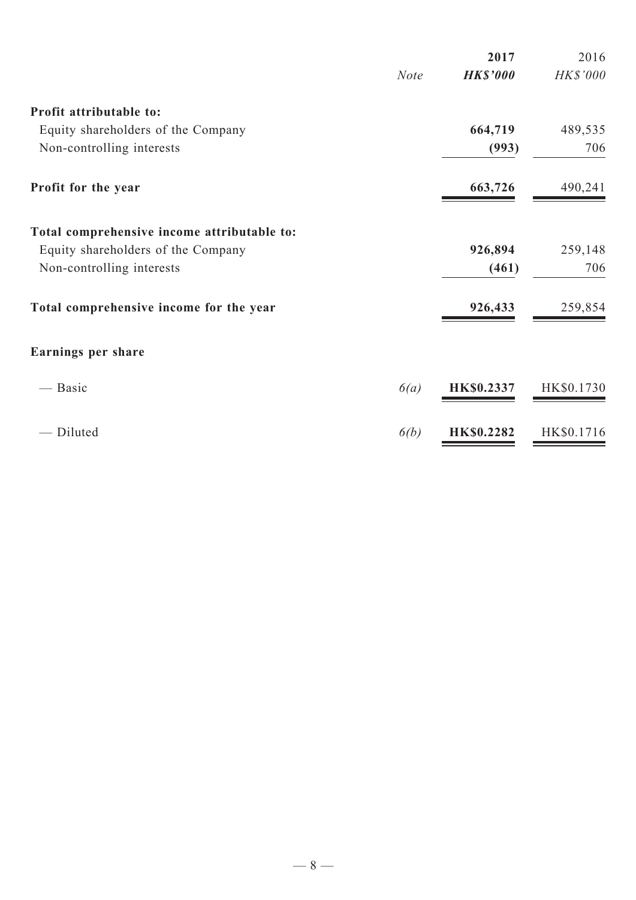| | Note | **2017** | 2016 |
|---|---|---|---|
| | | ***HK$'000*** | *HK$'000* |
| **Profit attributable to:** | | | |
| Equity shareholders of the Company | | **664,719** | 489,535 |
| Non-controlling interests | | **(993)** | 706 |
| **Profit for the year** | | **663,726** | 490,241 |
| **Total comprehensive income attributable to:** | | | |
| Equity shareholders of the Company | | **926,894** | 259,148 |
| Non-controlling interests | | **(461)** | 706 |
| **Total comprehensive income for the year** | | **926,433** | 259,854 |
| **Earnings per share** | | | |
| — Basic | *6(a)* | **HK$0.2337** | HK$0.1730 |
| — Diluted | *6(b)* | **HK$0.2282** | HK$0.1716 |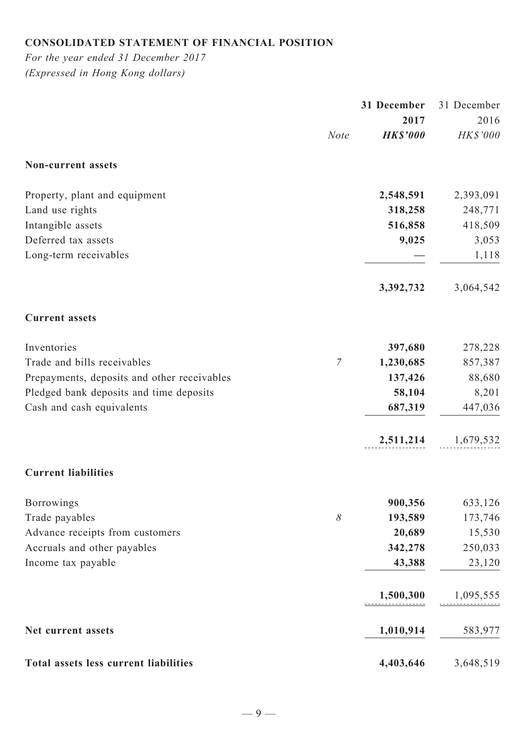**CONSOLIDATED STATEMENT OF FINANCIAL POSITION**

*For the year ended 31 December 2017*

*(Expressed in Hong Kong dollars)*

| | *Note* | **31 December 2017** ***HK$'000*** | 31 December 2016 *HK$'000* |
|---|---|---|---|
| **Non-current assets** | | | |
| Property, plant and equipment | | **2,548,591** | 2,393,091 |
| Land use rights | | **318,258** | 248,771 |
| Intangible assets | | **516,858** | 418,509 |
| Deferred tax assets | | **9,025** | 3,053 |
| Long-term receivables | | **—** | 1,118 |
| | | **3,392,732** | 3,064,542 |
| **Current assets** | | | |
| Inventories | | **397,680** | 278,228 |
| Trade and bills receivables | *7* | **1,230,685** | 857,387 |
| Prepayments, deposits and other receivables | | **137,426** | 88,680 |
| Pledged bank deposits and time deposits | | **58,104** | 8,201 |
| Cash and cash equivalents | | **687,319** | 447,036 |
| | | **2,511,214** | 1,679,532 |
| **Current liabilities** | | | |
| Borrowings | | **900,356** | 633,126 |
| Trade payables | *8* | **193,589** | 173,746 |
| Advance receipts from customers | | **20,689** | 15,530 |
| Accruals and other payables | | **342,278** | 250,033 |
| Income tax payable | | **43,388** | 23,120 |
| | | **1,500,300** | 1,095,555 |
| **Net current assets** | | **1,010,914** | 583,977 |
| **Total assets less current liabilities** | | **4,403,646** | 3,648,519 |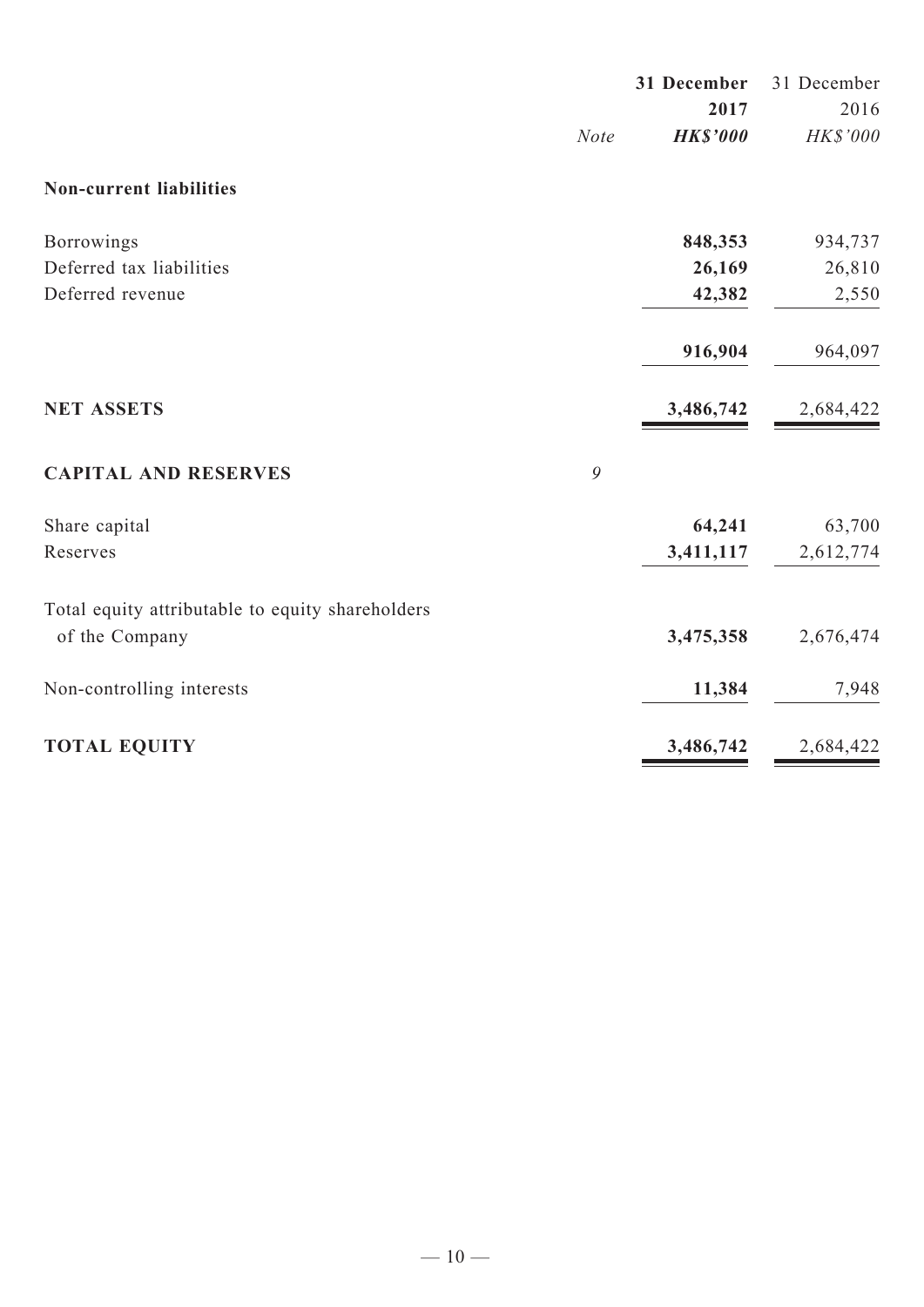| | Note | 31 December 2017 HK$'000 | 31 December 2016 HK$'000 |
|---|---|---|---|
| **Non-current liabilities** | | | |
| Borrowings | | **848,353** | 934,737 |
| Deferred tax liabilities | | **26,169** | 26,810 |
| Deferred revenue | | **42,382** | 2,550 |
| | | **916,904** | 964,097 |
| **NET ASSETS** | | **3,486,742** | 2,684,422 |
| **CAPITAL AND RESERVES** | *9* | | |
| Share capital | | **64,241** | 63,700 |
| Reserves | | **3,411,117** | 2,612,774 |
| Total equity attributable to equity shareholders of the Company | | **3,475,358** | 2,676,474 |
| Non-controlling interests | | **11,384** | 7,948 |
| **TOTAL EQUITY** | | **3,486,742** | 2,684,422 |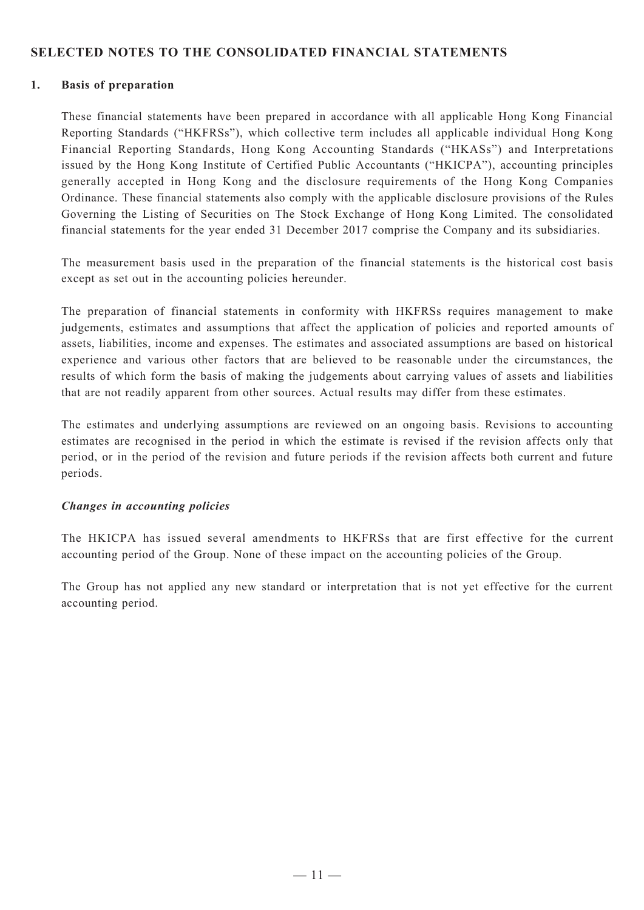## SELECTED NOTES TO THE CONSOLIDATED FINANCIAL STATEMENTS

### 1. Basis of preparation

These financial statements have been prepared in accordance with all applicable Hong Kong Financial Reporting Standards ("HKFRSs"), which collective term includes all applicable individual Hong Kong Financial Reporting Standards, Hong Kong Accounting Standards ("HKASs") and Interpretations issued by the Hong Kong Institute of Certified Public Accountants ("HKICPA"), accounting principles generally accepted in Hong Kong and the disclosure requirements of the Hong Kong Companies Ordinance. These financial statements also comply with the applicable disclosure provisions of the Rules Governing the Listing of Securities on The Stock Exchange of Hong Kong Limited. The consolidated financial statements for the year ended 31 December 2017 comprise the Company and its subsidiaries.

The measurement basis used in the preparation of the financial statements is the historical cost basis except as set out in the accounting policies hereunder.

The preparation of financial statements in conformity with HKFRSs requires management to make judgements, estimates and assumptions that affect the application of policies and reported amounts of assets, liabilities, income and expenses. The estimates and associated assumptions are based on historical experience and various other factors that are believed to be reasonable under the circumstances, the results of which form the basis of making the judgements about carrying values of assets and liabilities that are not readily apparent from other sources. Actual results may differ from these estimates.

The estimates and underlying assumptions are reviewed on an ongoing basis. Revisions to accounting estimates are recognised in the period in which the estimate is revised if the revision affects only that period, or in the period of the revision and future periods if the revision affects both current and future periods.

***Changes in accounting policies***

The HKICPA has issued several amendments to HKFRSs that are first effective for the current accounting period of the Group. None of these impact on the accounting policies of the Group.

The Group has not applied any new standard or interpretation that is not yet effective for the current accounting period.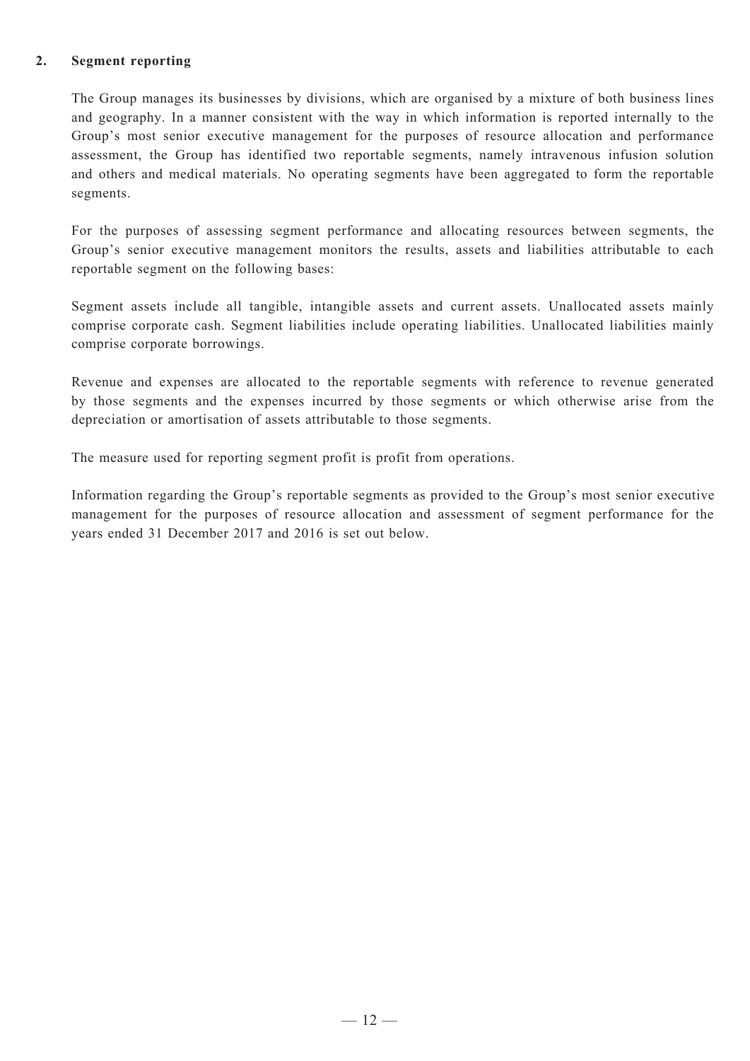## 2. Segment reporting

The Group manages its businesses by divisions, which are organised by a mixture of both business lines and geography. In a manner consistent with the way in which information is reported internally to the Group's most senior executive management for the purposes of resource allocation and performance assessment, the Group has identified two reportable segments, namely intravenous infusion solution and others and medical materials. No operating segments have been aggregated to form the reportable segments.

For the purposes of assessing segment performance and allocating resources between segments, the Group's senior executive management monitors the results, assets and liabilities attributable to each reportable segment on the following bases:

Segment assets include all tangible, intangible assets and current assets. Unallocated assets mainly comprise corporate cash. Segment liabilities include operating liabilities. Unallocated liabilities mainly comprise corporate borrowings.

Revenue and expenses are allocated to the reportable segments with reference to revenue generated by those segments and the expenses incurred by those segments or which otherwise arise from the depreciation or amortisation of assets attributable to those segments.

The measure used for reporting segment profit is profit from operations.

Information regarding the Group's reportable segments as provided to the Group's most senior executive management for the purposes of resource allocation and assessment of segment performance for the years ended 31 December 2017 and 2016 is set out below.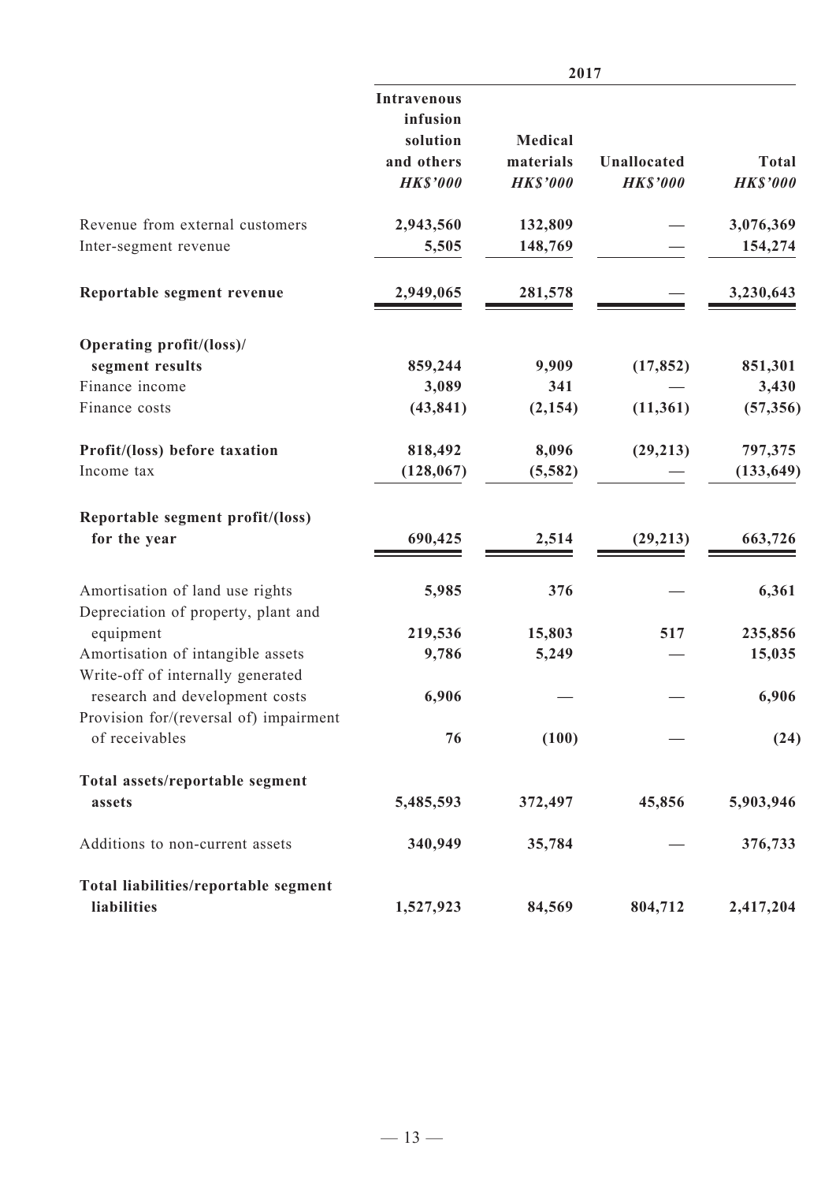| | 2017 | | | |
|---|---|---|---|---|
| | **Intravenous infusion solution and others** | **Medical materials** | **Unallocated** | **Total** |
| | ***HK$'000*** | ***HK$'000*** | ***HK$'000*** | ***HK$'000*** |
| Revenue from external customers | **2,943,560** | **132,809** | **—** | **3,076,369** |
| Inter-segment revenue | **5,505** | **148,769** | **—** | **154,274** |
| **Reportable segment revenue** | **2,949,065** | **281,578** | **—** | **3,230,643** |
| **Operating profit/(loss)/ segment results** | **859,244** | **9,909** | **(17,852)** | **851,301** |
| Finance income | **3,089** | **341** | **—** | **3,430** |
| Finance costs | **(43,841)** | **(2,154)** | **(11,361)** | **(57,356)** |
| **Profit/(loss) before taxation** | **818,492** | **8,096** | **(29,213)** | **797,375** |
| Income tax | **(128,067)** | **(5,582)** | **—** | **(133,649)** |
| **Reportable segment profit/(loss) for the year** | **690,425** | **2,514** | **(29,213)** | **663,726** |
| Amortisation of land use rights | **5,985** | **376** | **—** | **6,361** |
| Depreciation of property, plant and equipment | **219,536** | **15,803** | **517** | **235,856** |
| Amortisation of intangible assets | **9,786** | **5,249** | **—** | **15,035** |
| Write-off of internally generated research and development costs | **6,906** | **—** | **—** | **6,906** |
| Provision for/(reversal of) impairment of receivables | **76** | **(100)** | **—** | **(24)** |
| **Total assets/reportable segment assets** | **5,485,593** | **372,497** | **45,856** | **5,903,946** |
| Additions to non-current assets | **340,949** | **35,784** | **—** | **376,733** |
| **Total liabilities/reportable segment liabilities** | **1,527,923** | **84,569** | **804,712** | **2,417,204** |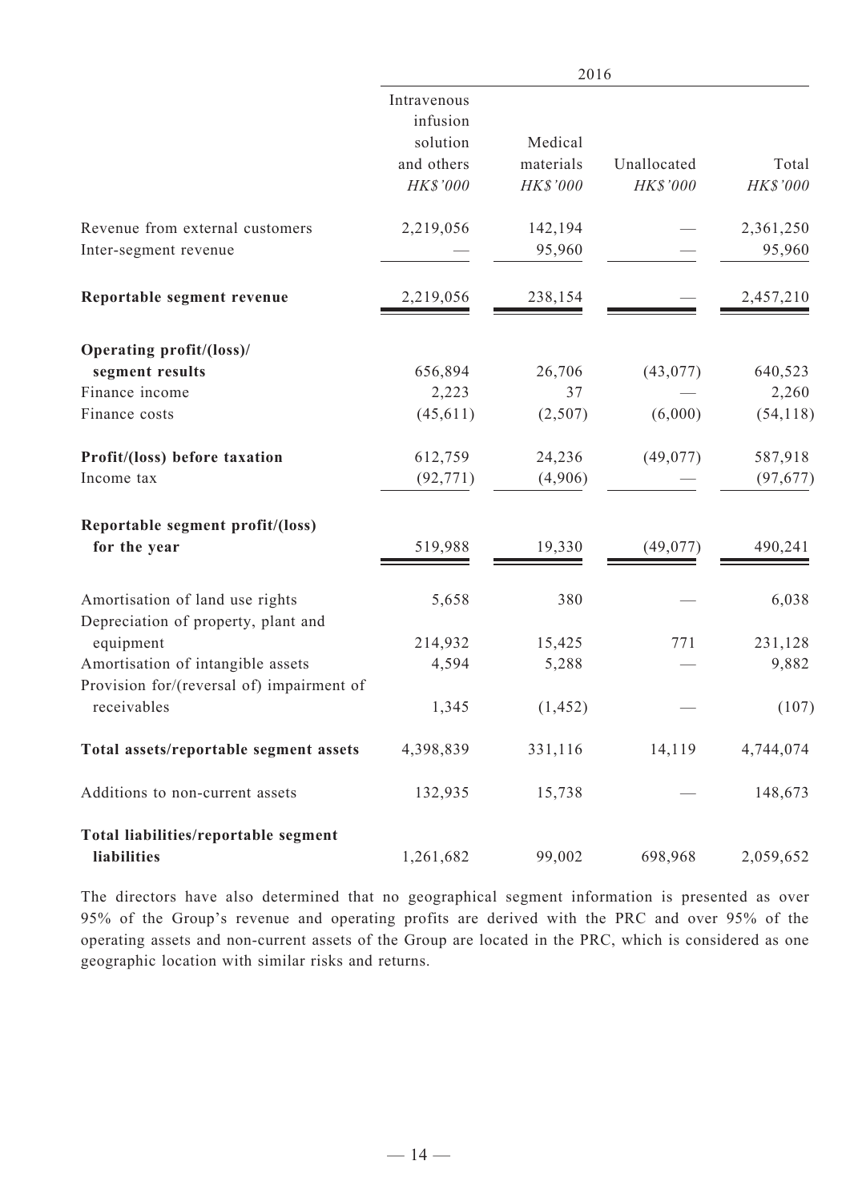| | 2016 | | | |
|---|---|---|---|---|
| | Intravenous infusion solution and others | Medical materials | Unallocated | Total |
| | *HK$'000* | *HK$'000* | *HK$'000* | *HK$'000* |
| Revenue from external customers | 2,219,056 | 142,194 | — | 2,361,250 |
| Inter-segment revenue | — | 95,960 | — | 95,960 |
| **Reportable segment revenue** | 2,219,056 | 238,154 | — | 2,457,210 |
| **Operating profit/(loss)/ segment results** | 656,894 | 26,706 | (43,077) | 640,523 |
| Finance income | 2,223 | 37 | — | 2,260 |
| Finance costs | (45,611) | (2,507) | (6,000) | (54,118) |
| **Profit/(loss) before taxation** | 612,759 | 24,236 | (49,077) | 587,918 |
| Income tax | (92,771) | (4,906) | — | (97,677) |
| **Reportable segment profit/(loss) for the year** | 519,988 | 19,330 | (49,077) | 490,241 |
| Amortisation of land use rights | 5,658 | 380 | — | 6,038 |
| Depreciation of property, plant and equipment | 214,932 | 15,425 | 771 | 231,128 |
| Amortisation of intangible assets | 4,594 | 5,288 | — | 9,882 |
| Provision for/(reversal of) impairment of receivables | 1,345 | (1,452) | — | (107) |
| **Total assets/reportable segment assets** | 4,398,839 | 331,116 | 14,119 | 4,744,074 |
| Additions to non-current assets | 132,935 | 15,738 | — | 148,673 |
| **Total liabilities/reportable segment liabilities** | 1,261,682 | 99,002 | 698,968 | 2,059,652 |

The directors have also determined that no geographical segment information is presented as over 95% of the Group's revenue and operating profits are derived with the PRC and over 95% of the operating assets and non-current assets of the Group are located in the PRC, which is considered as one geographic location with similar risks and returns.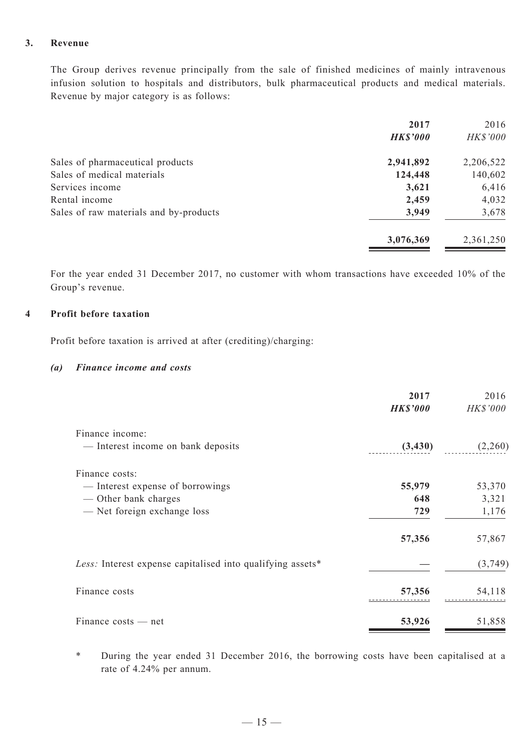### 3. Revenue

The Group derives revenue principally from the sale of finished medicines of mainly intravenous infusion solution to hospitals and distributors, bulk pharmaceutical products and medical materials. Revenue by major category is as follows:

| | **2017** | 2016 |
|---|---|---|
| | ***HK$'000*** | *HK$'000* |
| Sales of pharmaceutical products | **2,941,892** | 2,206,522 |
| Sales of medical materials | **124,448** | 140,602 |
| Services income | **3,621** | 6,416 |
| Rental income | **2,459** | 4,032 |
| Sales of raw materials and by-products | **3,949** | 3,678 |
| | **3,076,369** | 2,361,250 |

For the year ended 31 December 2017, no customer with whom transactions have exceeded 10% of the Group's revenue.

### 4 Profit before taxation

Profit before taxation is arrived at after (crediting)/charging:

#### *(a) Finance income and costs*

| | **2017** | 2016 |
|---|---|---|
| | ***HK$'000*** | *HK$'000* |
| Finance income: | | |
| — Interest income on bank deposits | **(3,430)** | (2,260) |
| Finance costs: | | |
| — Interest expense of borrowings | **55,979** | 53,370 |
| — Other bank charges | **648** | 3,321 |
| — Net foreign exchange loss | **729** | 1,176 |
| | **57,356** | 57,867 |
| *Less:* Interest expense capitalised into qualifying assets* | **—** | (3,749) |
| Finance costs | **57,356** | 54,118 |
| Finance costs — net | **53,926** | 51,858 |

\* During the year ended 31 December 2016, the borrowing costs have been capitalised at a rate of 4.24% per annum.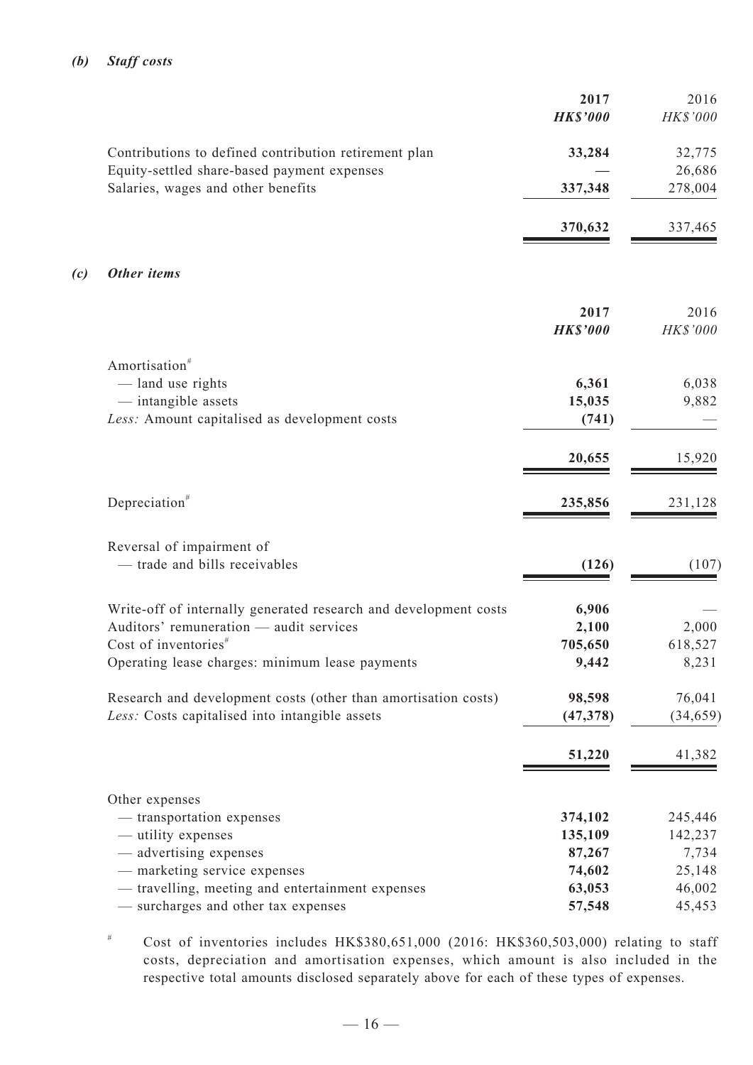***(b) Staff costs***

| | 2017 | 2016 |
|---|---|---|
| | ***HK$'000*** | *HK$'000* |
| Contributions to defined contribution retirement plan | **33,284** | 32,775 |
| Equity-settled share-based payment expenses | **—** | 26,686 |
| Salaries, wages and other benefits | **337,348** | 278,004 |
| | **370,632** | 337,465 |

***(c) Other items***

| | 2017 | 2016 |
|---|---|---|
| | ***HK$'000*** | *HK$'000* |
| Amortisation# | | |
| — land use rights | **6,361** | 6,038 |
| — intangible assets | **15,035** | 9,882 |
| *Less:* Amount capitalised as development costs | **(741)** | — |
| | **20,655** | 15,920 |
| Depreciation# | **235,856** | 231,128 |
| Reversal of impairment of | | |
| — trade and bills receivables | **(126)** | (107) |
| Write-off of internally generated research and development costs | **6,906** | — |
| Auditors' remuneration — audit services | **2,100** | 2,000 |
| Cost of inventories# | **705,650** | 618,527 |
| Operating lease charges: minimum lease payments | **9,442** | 8,231 |
| Research and development costs (other than amortisation costs) | **98,598** | 76,041 |
| *Less:* Costs capitalised into intangible assets | **(47,378)** | (34,659) |
| | **51,220** | 41,382 |
| Other expenses | | |
| — transportation expenses | **374,102** | 245,446 |
| — utility expenses | **135,109** | 142,237 |
| — advertising expenses | **87,267** | 7,734 |
| — marketing service expenses | **74,602** | 25,148 |
| — travelling, meeting and entertainment expenses | **63,053** | 46,002 |
| — surcharges and other tax expenses | **57,548** | 45,453 |

# Cost of inventories includes HK$380,651,000 (2016: HK$360,503,000) relating to staff costs, depreciation and amortisation expenses, which amount is also included in the respective total amounts disclosed separately above for each of these types of expenses.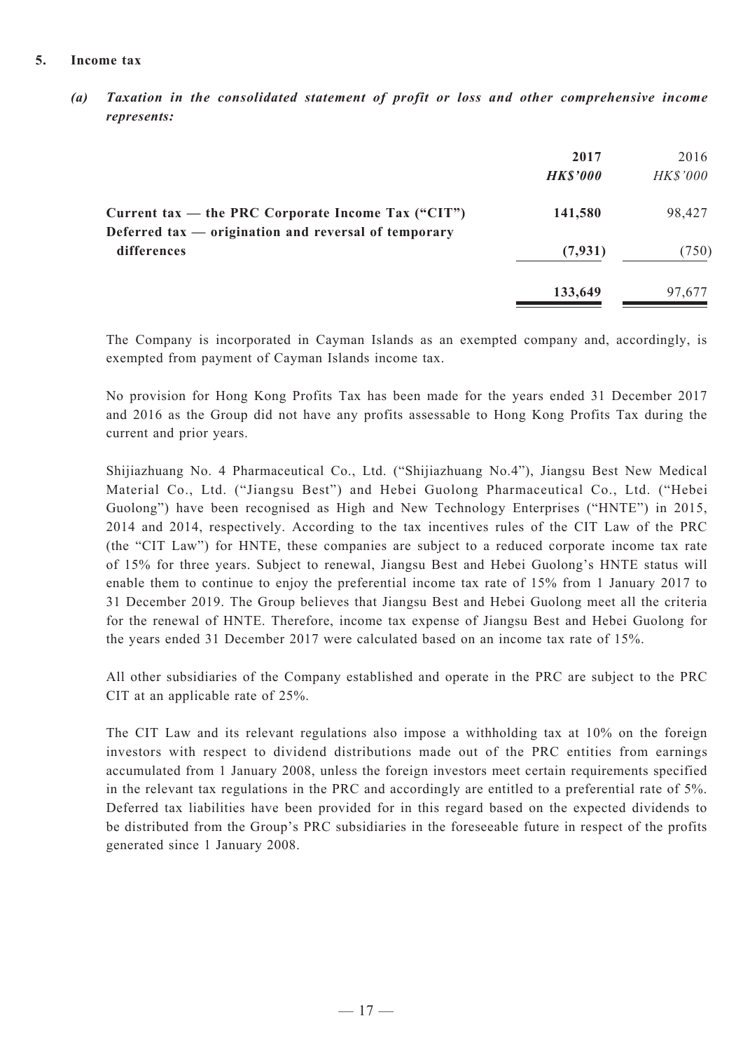## 5. Income tax

### *(a) Taxation in the consolidated statement of profit or loss and other comprehensive income represents:*

| | **2017** | 2016 |
|---|---|---|
| | ***HK$'000*** | *HK$'000* |
| **Current tax — the PRC Corporate Income Tax ("CIT")** | **141,580** | 98,427 |
| **Deferred tax — origination and reversal of temporary differences** | **(7,931)** | (750) |
| | **133,649** | 97,677 |

The Company is incorporated in Cayman Islands as an exempted company and, accordingly, is exempted from payment of Cayman Islands income tax.

No provision for Hong Kong Profits Tax has been made for the years ended 31 December 2017 and 2016 as the Group did not have any profits assessable to Hong Kong Profits Tax during the current and prior years.

Shijiazhuang No. 4 Pharmaceutical Co., Ltd. ("Shijiazhuang No.4"), Jiangsu Best New Medical Material Co., Ltd. ("Jiangsu Best") and Hebei Guolong Pharmaceutical Co., Ltd. ("Hebei Guolong") have been recognised as High and New Technology Enterprises ("HNTE") in 2015, 2014 and 2014, respectively. According to the tax incentives rules of the CIT Law of the PRC (the "CIT Law") for HNTE, these companies are subject to a reduced corporate income tax rate of 15% for three years. Subject to renewal, Jiangsu Best and Hebei Guolong's HNTE status will enable them to continue to enjoy the preferential income tax rate of 15% from 1 January 2017 to 31 December 2019. The Group believes that Jiangsu Best and Hebei Guolong meet all the criteria for the renewal of HNTE. Therefore, income tax expense of Jiangsu Best and Hebei Guolong for the years ended 31 December 2017 were calculated based on an income tax rate of 15%.

All other subsidiaries of the Company established and operate in the PRC are subject to the PRC CIT at an applicable rate of 25%.

The CIT Law and its relevant regulations also impose a withholding tax at 10% on the foreign investors with respect to dividend distributions made out of the PRC entities from earnings accumulated from 1 January 2008, unless the foreign investors meet certain requirements specified in the relevant tax regulations in the PRC and accordingly are entitled to a preferential rate of 5%. Deferred tax liabilities have been provided for in this regard based on the expected dividends to be distributed from the Group's PRC subsidiaries in the foreseeable future in respect of the profits generated since 1 January 2008.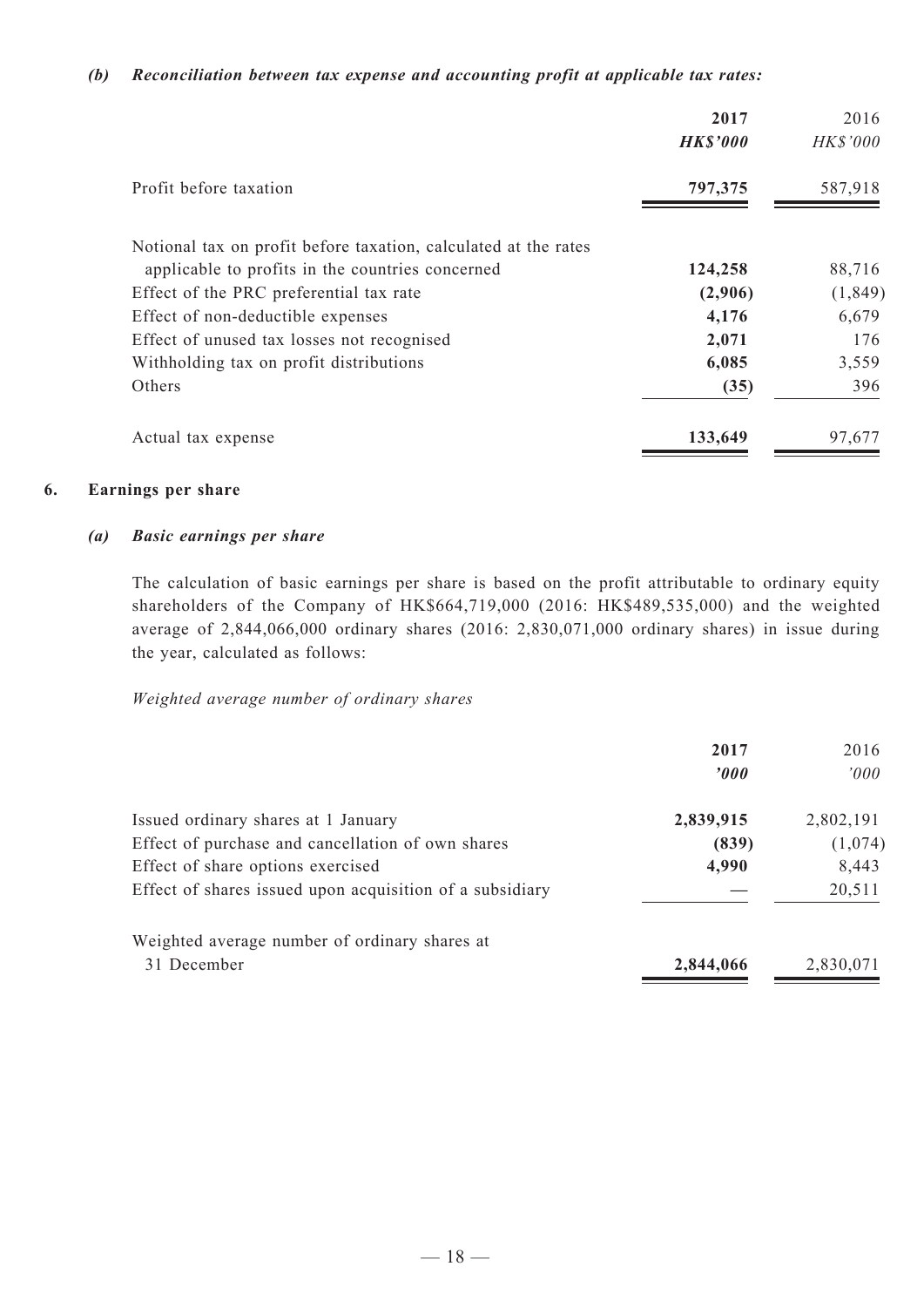*(b) Reconciliation between tax expense and accounting profit at applicable tax rates:*

| | **2017** | 2016 |
|---|---|---|
| | ***HK$'000*** | *HK$'000* |
| Profit before taxation | **797,375** | 587,918 |
| Notional tax on profit before taxation, calculated at the rates applicable to profits in the countries concerned | **124,258** | 88,716 |
| Effect of the PRC preferential tax rate | **(2,906)** | (1,849) |
| Effect of non-deductible expenses | **4,176** | 6,679 |
| Effect of unused tax losses not recognised | **2,071** | 176 |
| Withholding tax on profit distributions | **6,085** | 3,559 |
| Others | **(35)** | 396 |
| Actual tax expense | **133,649** | 97,677 |

## 6. Earnings per share

### *(a) Basic earnings per share*

The calculation of basic earnings per share is based on the profit attributable to ordinary equity shareholders of the Company of HK$664,719,000 (2016: HK$489,535,000) and the weighted average of 2,844,066,000 ordinary shares (2016: 2,830,071,000 ordinary shares) in issue during the year, calculated as follows:

*Weighted average number of ordinary shares*

| | **2017** | 2016 |
|---|---|---|
| | ***'000*** | *'000* |
| Issued ordinary shares at 1 January | **2,839,915** | 2,802,191 |
| Effect of purchase and cancellation of own shares | **(839)** | (1,074) |
| Effect of share options exercised | **4,990** | 8,443 |
| Effect of shares issued upon acquisition of a subsidiary | — | 20,511 |
| Weighted average number of ordinary shares at 31 December | **2,844,066** | 2,830,071 |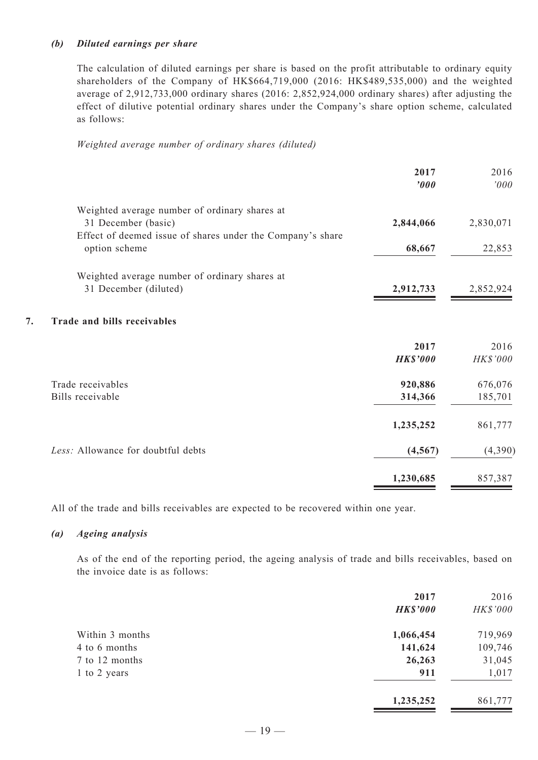### *(b) Diluted earnings per share*

The calculation of diluted earnings per share is based on the profit attributable to ordinary equity shareholders of the Company of HK$664,719,000 (2016: HK$489,535,000) and the weighted average of 2,912,733,000 ordinary shares (2016: 2,852,924,000 ordinary shares) after adjusting the effect of dilutive potential ordinary shares under the Company's share option scheme, calculated as follows:

*Weighted average number of ordinary shares (diluted)*

| | 2017 '000 | 2016 '000 |
|---|---|---|
| Weighted average number of ordinary shares at 31 December (basic) | **2,844,066** | 2,830,071 |
| Effect of deemed issue of shares under the Company's share option scheme | **68,667** | 22,853 |
| Weighted average number of ordinary shares at 31 December (diluted) | **2,912,733** | 2,852,924 |

## 7. Trade and bills receivables

| | 2017 HK$'000 | 2016 HK$'000 |
|---|---|---|
| Trade receivables | **920,886** | 676,076 |
| Bills receivable | **314,366** | 185,701 |
| | **1,235,252** | 861,777 |
| *Less:* Allowance for doubtful debts | **(4,567)** | (4,390) |
| | **1,230,685** | 857,387 |

All of the trade and bills receivables are expected to be recovered within one year.

### *(a) Ageing analysis*

As of the end of the reporting period, the ageing analysis of trade and bills receivables, based on the invoice date is as follows:

| | 2017 HK$'000 | 2016 HK$'000 |
|---|---|---|
| Within 3 months | **1,066,454** | 719,969 |
| 4 to 6 months | **141,624** | 109,746 |
| 7 to 12 months | **26,263** | 31,045 |
| 1 to 2 years | **911** | 1,017 |
| | **1,235,252** | 861,777 |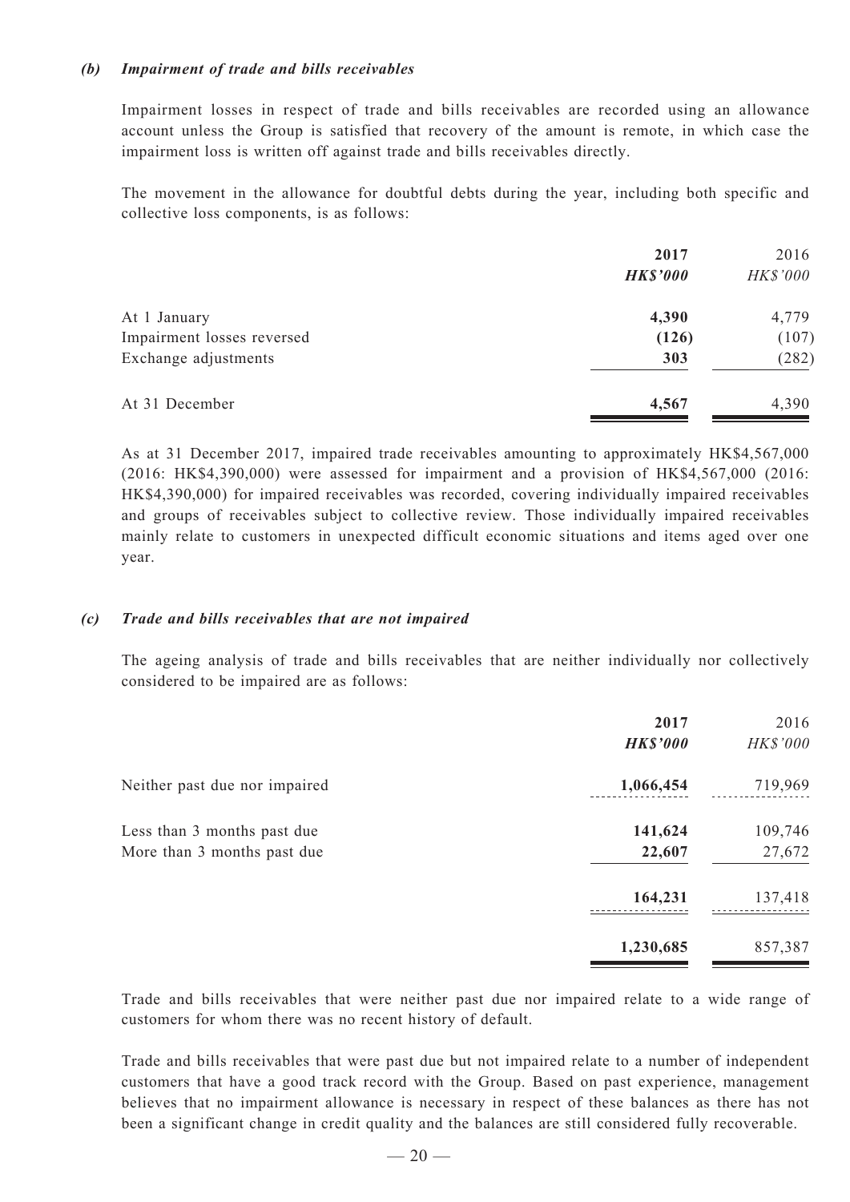*(b) Impairment of trade and bills receivables*

Impairment losses in respect of trade and bills receivables are recorded using an allowance account unless the Group is satisfied that recovery of the amount is remote, in which case the impairment loss is written off against trade and bills receivables directly.

The movement in the allowance for doubtful debts during the year, including both specific and collective loss components, is as follows:

| | 2017 | 2016 |
|---|---|---|
| | *HK$'000* | *HK$'000* |
| At 1 January | **4,390** | 4,779 |
| Impairment losses reversed | **(126)** | (107) |
| Exchange adjustments | **303** | (282) |
| At 31 December | **4,567** | 4,390 |

As at 31 December 2017, impaired trade receivables amounting to approximately HK$4,567,000 (2016: HK$4,390,000) were assessed for impairment and a provision of HK$4,567,000 (2016: HK$4,390,000) for impaired receivables was recorded, covering individually impaired receivables and groups of receivables subject to collective review. Those individually impaired receivables mainly relate to customers in unexpected difficult economic situations and items aged over one year.

*(c) Trade and bills receivables that are not impaired*

The ageing analysis of trade and bills receivables that are neither individually nor collectively considered to be impaired are as follows:

| | 2017 | 2016 |
|---|---|---|
| | *HK$'000* | *HK$'000* |
| Neither past due nor impaired | **1,066,454** | 719,969 |
| Less than 3 months past due | **141,624** | 109,746 |
| More than 3 months past due | **22,607** | 27,672 |
| | **164,231** | 137,418 |
| | **1,230,685** | 857,387 |

Trade and bills receivables that were neither past due nor impaired relate to a wide range of customers for whom there was no recent history of default.

Trade and bills receivables that were past due but not impaired relate to a number of independent customers that have a good track record with the Group. Based on past experience, management believes that no impairment allowance is necessary in respect of these balances as there has not been a significant change in credit quality and the balances are still considered fully recoverable.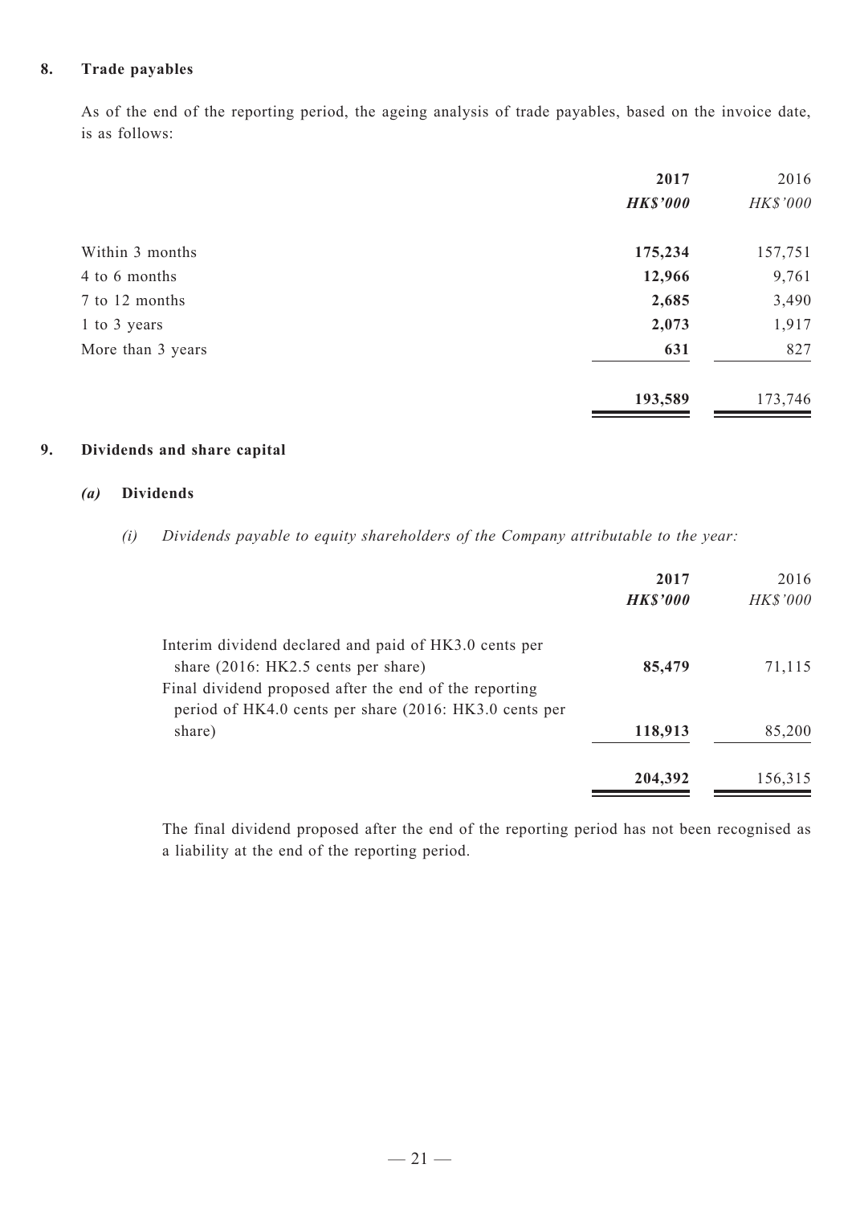## 8. Trade payables

As of the end of the reporting period, the ageing analysis of trade payables, based on the invoice date, is as follows:

| | **2017** | 2016 |
|---|---|---|
| | ***HK$'000*** | *HK$'000* |
| Within 3 months | **175,234** | 157,751 |
| 4 to 6 months | **12,966** | 9,761 |
| 7 to 12 months | **2,685** | 3,490 |
| 1 to 3 years | **2,073** | 1,917 |
| More than 3 years | **631** | 827 |
| | **193,589** | 173,746 |

## 9. Dividends and share capital

### *(a)* Dividends

*(i) Dividends payable to equity shareholders of the Company attributable to the year:*

| | **2017** | 2016 |
|---|---|---|
| | ***HK$'000*** | *HK$'000* |
| Interim dividend declared and paid of HK3.0 cents per share (2016: HK2.5 cents per share) | **85,479** | 71,115 |
| Final dividend proposed after the end of the reporting period of HK4.0 cents per share (2016: HK3.0 cents per share) | **118,913** | 85,200 |
| | **204,392** | 156,315 |

The final dividend proposed after the end of the reporting period has not been recognised as a liability at the end of the reporting period.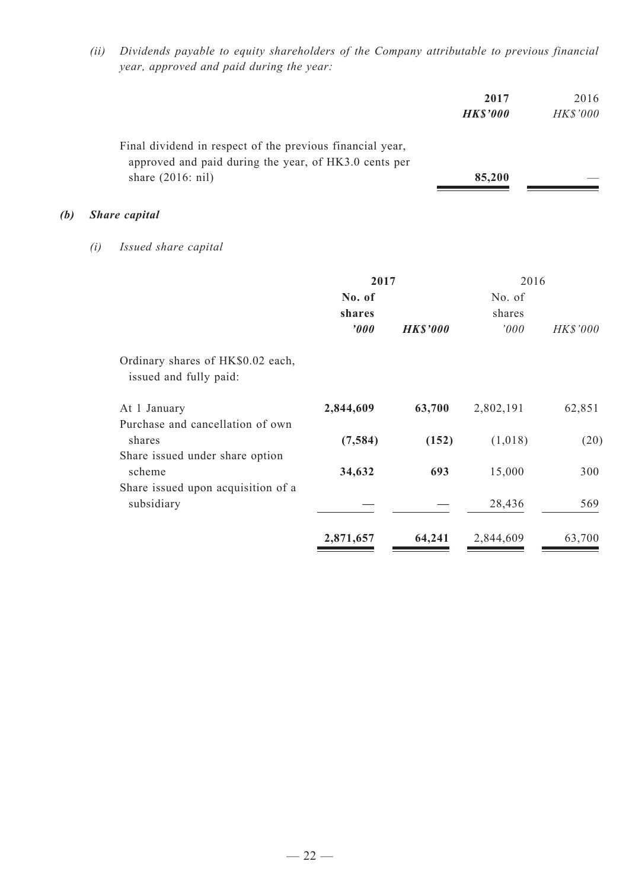*(ii) Dividends payable to equity shareholders of the Company attributable to previous financial year, approved and paid during the year:*

| | **2017** | 2016 |
|---|---|---|
| | ***HK$'000*** | *HK$'000* |
| Final dividend in respect of the previous financial year, approved and paid during the year, of HK3.0 cents per share (2016: nil) | **85,200** | — |

### *(b) Share capital*

*(i) Issued share capital*

| | **2017** | | 2016 | |
|---|---|---|---|---|
| | **No. of shares** | | No. of shares | |
| | ***'000*** | ***HK$'000*** | *'000* | *HK$'000* |
| Ordinary shares of HK$0.02 each, issued and fully paid: | | | | |
| At 1 January | **2,844,609** | **63,700** | 2,802,191 | 62,851 |
| Purchase and cancellation of own shares | **(7,584)** | **(152)** | (1,018) | (20) |
| Share issued under share option scheme | **34,632** | **693** | 15,000 | 300 |
| Share issued upon acquisition of a subsidiary | **—** | **—** | 28,436 | 569 |
| | **2,871,657** | **64,241** | 2,844,609 | 63,700 |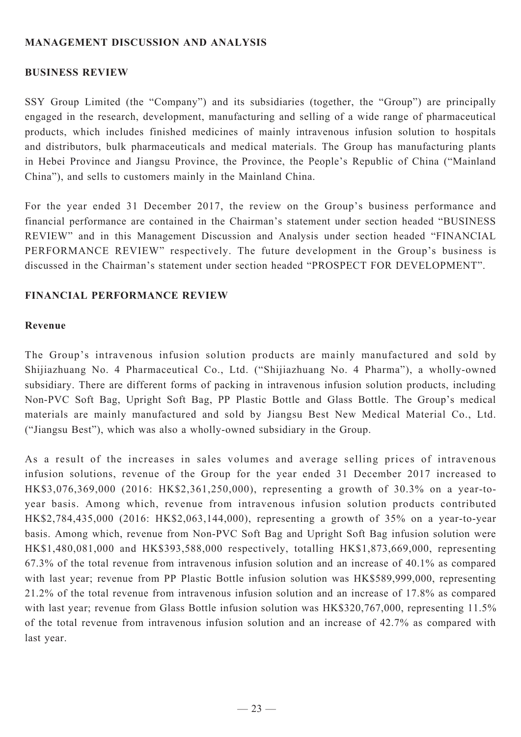## MANAGEMENT DISCUSSION AND ANALYSIS

### BUSINESS REVIEW

SSY Group Limited (the "Company") and its subsidiaries (together, the "Group") are principally engaged in the research, development, manufacturing and selling of a wide range of pharmaceutical products, which includes finished medicines of mainly intravenous infusion solution to hospitals and distributors, bulk pharmaceuticals and medical materials. The Group has manufacturing plants in Hebei Province and Jiangsu Province, the Province, the People's Republic of China ("Mainland China"), and sells to customers mainly in the Mainland China.

For the year ended 31 December 2017, the review on the Group's business performance and financial performance are contained in the Chairman's statement under section headed "BUSINESS REVIEW" and in this Management Discussion and Analysis under section headed "FINANCIAL PERFORMANCE REVIEW" respectively. The future development in the Group's business is discussed in the Chairman's statement under section headed "PROSPECT FOR DEVELOPMENT".

### FINANCIAL PERFORMANCE REVIEW

#### Revenue

The Group's intravenous infusion solution products are mainly manufactured and sold by Shijiazhuang No. 4 Pharmaceutical Co., Ltd. ("Shijiazhuang No. 4 Pharma"), a wholly-owned subsidiary. There are different forms of packing in intravenous infusion solution products, including Non-PVC Soft Bag, Upright Soft Bag, PP Plastic Bottle and Glass Bottle. The Group's medical materials are mainly manufactured and sold by Jiangsu Best New Medical Material Co., Ltd. ("Jiangsu Best"), which was also a wholly-owned subsidiary in the Group.

As a result of the increases in sales volumes and average selling prices of intravenous infusion solutions, revenue of the Group for the year ended 31 December 2017 increased to HK$3,076,369,000 (2016: HK$2,361,250,000), representing a growth of 30.3% on a year-to-year basis. Among which, revenue from intravenous infusion solution products contributed HK$2,784,435,000 (2016: HK$2,063,144,000), representing a growth of 35% on a year-to-year basis. Among which, revenue from Non-PVC Soft Bag and Upright Soft Bag infusion solution were HK$1,480,081,000 and HK$393,588,000 respectively, totalling HK$1,873,669,000, representing 67.3% of the total revenue from intravenous infusion solution and an increase of 40.1% as compared with last year; revenue from PP Plastic Bottle infusion solution was HK$589,999,000, representing 21.2% of the total revenue from intravenous infusion solution and an increase of 17.8% as compared with last year; revenue from Glass Bottle infusion solution was HK$320,767,000, representing 11.5% of the total revenue from intravenous infusion solution and an increase of 42.7% as compared with last year.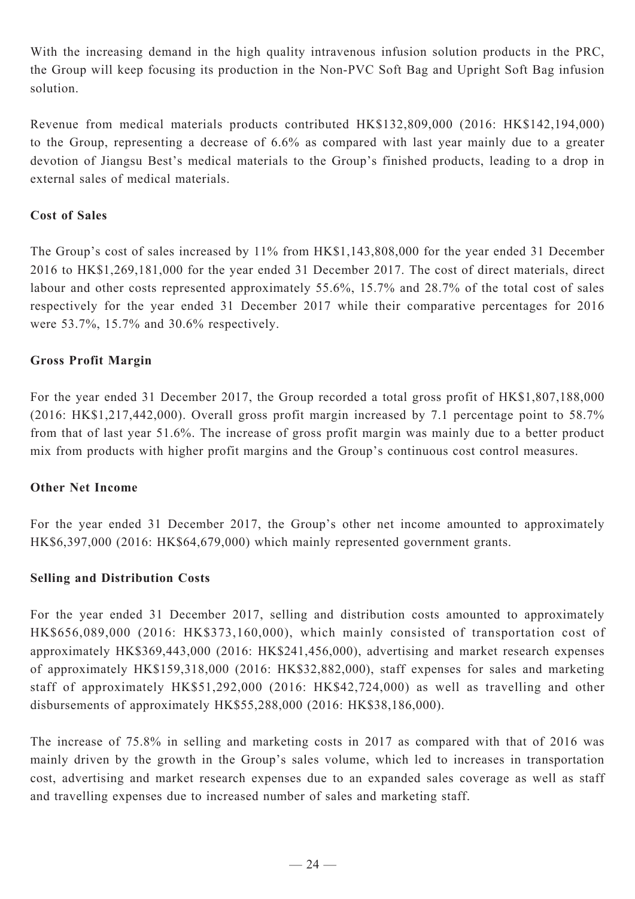With the increasing demand in the high quality intravenous infusion solution products in the PRC, the Group will keep focusing its production in the Non-PVC Soft Bag and Upright Soft Bag infusion solution.

Revenue from medical materials products contributed HK$132,809,000 (2016: HK$142,194,000) to the Group, representing a decrease of 6.6% as compared with last year mainly due to a greater devotion of Jiangsu Best's medical materials to the Group's finished products, leading to a drop in external sales of medical materials.

**Cost of Sales**

The Group's cost of sales increased by 11% from HK$1,143,808,000 for the year ended 31 December 2016 to HK$1,269,181,000 for the year ended 31 December 2017. The cost of direct materials, direct labour and other costs represented approximately 55.6%, 15.7% and 28.7% of the total cost of sales respectively for the year ended 31 December 2017 while their comparative percentages for 2016 were 53.7%, 15.7% and 30.6% respectively.

**Gross Profit Margin**

For the year ended 31 December 2017, the Group recorded a total gross profit of HK$1,807,188,000 (2016: HK$1,217,442,000). Overall gross profit margin increased by 7.1 percentage point to 58.7% from that of last year 51.6%. The increase of gross profit margin was mainly due to a better product mix from products with higher profit margins and the Group's continuous cost control measures.

**Other Net Income**

For the year ended 31 December 2017, the Group's other net income amounted to approximately HK$6,397,000 (2016: HK$64,679,000) which mainly represented government grants.

**Selling and Distribution Costs**

For the year ended 31 December 2017, selling and distribution costs amounted to approximately HK$656,089,000 (2016: HK$373,160,000), which mainly consisted of transportation cost of approximately HK$369,443,000 (2016: HK$241,456,000), advertising and market research expenses of approximately HK$159,318,000 (2016: HK$32,882,000), staff expenses for sales and marketing staff of approximately HK$51,292,000 (2016: HK$42,724,000) as well as travelling and other disbursements of approximately HK$55,288,000 (2016: HK$38,186,000).

The increase of 75.8% in selling and marketing costs in 2017 as compared with that of 2016 was mainly driven by the growth in the Group's sales volume, which led to increases in transportation cost, advertising and market research expenses due to an expanded sales coverage as well as staff and travelling expenses due to increased number of sales and marketing staff.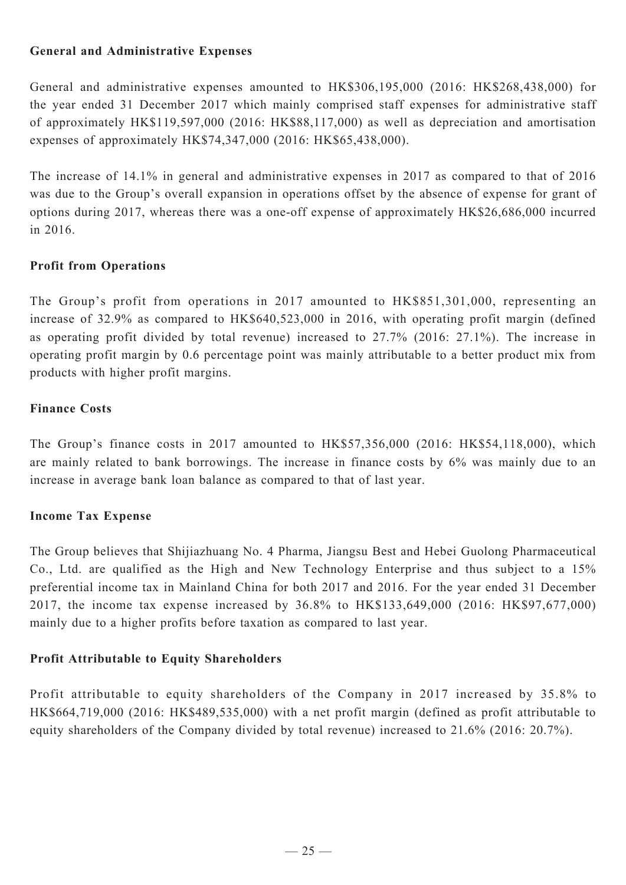### General and Administrative Expenses

General and administrative expenses amounted to HK$306,195,000 (2016: HK$268,438,000) for the year ended 31 December 2017 which mainly comprised staff expenses for administrative staff of approximately HK$119,597,000 (2016: HK$88,117,000) as well as depreciation and amortisation expenses of approximately HK$74,347,000 (2016: HK$65,438,000).

The increase of 14.1% in general and administrative expenses in 2017 as compared to that of 2016 was due to the Group's overall expansion in operations offset by the absence of expense for grant of options during 2017, whereas there was a one-off expense of approximately HK$26,686,000 incurred in 2016.

### Profit from Operations

The Group's profit from operations in 2017 amounted to HK$851,301,000, representing an increase of 32.9% as compared to HK$640,523,000 in 2016, with operating profit margin (defined as operating profit divided by total revenue) increased to 27.7% (2016: 27.1%). The increase in operating profit margin by 0.6 percentage point was mainly attributable to a better product mix from products with higher profit margins.

### Finance Costs

The Group's finance costs in 2017 amounted to HK$57,356,000 (2016: HK$54,118,000), which are mainly related to bank borrowings. The increase in finance costs by 6% was mainly due to an increase in average bank loan balance as compared to that of last year.

### Income Tax Expense

The Group believes that Shijiazhuang No. 4 Pharma, Jiangsu Best and Hebei Guolong Pharmaceutical Co., Ltd. are qualified as the High and New Technology Enterprise and thus subject to a 15% preferential income tax in Mainland China for both 2017 and 2016. For the year ended 31 December 2017, the income tax expense increased by 36.8% to HK$133,649,000 (2016: HK$97,677,000) mainly due to a higher profits before taxation as compared to last year.

### Profit Attributable to Equity Shareholders

Profit attributable to equity shareholders of the Company in 2017 increased by 35.8% to HK$664,719,000 (2016: HK$489,535,000) with a net profit margin (defined as profit attributable to equity shareholders of the Company divided by total revenue) increased to 21.6% (2016: 20.7%).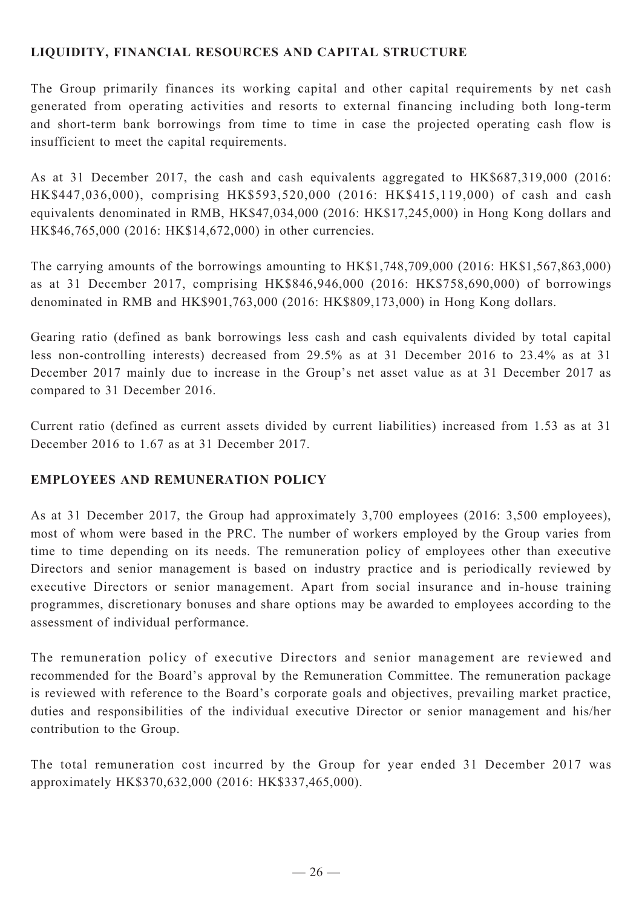## LIQUIDITY, FINANCIAL RESOURCES AND CAPITAL STRUCTURE

The Group primarily finances its working capital and other capital requirements by net cash generated from operating activities and resorts to external financing including both long-term and short-term bank borrowings from time to time in case the projected operating cash flow is insufficient to meet the capital requirements.

As at 31 December 2017, the cash and cash equivalents aggregated to HK$687,319,000 (2016: HK$447,036,000), comprising HK$593,520,000 (2016: HK$415,119,000) of cash and cash equivalents denominated in RMB, HK$47,034,000 (2016: HK$17,245,000) in Hong Kong dollars and HK$46,765,000 (2016: HK$14,672,000) in other currencies.

The carrying amounts of the borrowings amounting to HK$1,748,709,000 (2016: HK$1,567,863,000) as at 31 December 2017, comprising HK$846,946,000 (2016: HK$758,690,000) of borrowings denominated in RMB and HK$901,763,000 (2016: HK$809,173,000) in Hong Kong dollars.

Gearing ratio (defined as bank borrowings less cash and cash equivalents divided by total capital less non-controlling interests) decreased from 29.5% as at 31 December 2016 to 23.4% as at 31 December 2017 mainly due to increase in the Group's net asset value as at 31 December 2017 as compared to 31 December 2016.

Current ratio (defined as current assets divided by current liabilities) increased from 1.53 as at 31 December 2016 to 1.67 as at 31 December 2017.

## EMPLOYEES AND REMUNERATION POLICY

As at 31 December 2017, the Group had approximately 3,700 employees (2016: 3,500 employees), most of whom were based in the PRC. The number of workers employed by the Group varies from time to time depending on its needs. The remuneration policy of employees other than executive Directors and senior management is based on industry practice and is periodically reviewed by executive Directors or senior management. Apart from social insurance and in-house training programmes, discretionary bonuses and share options may be awarded to employees according to the assessment of individual performance.

The remuneration policy of executive Directors and senior management are reviewed and recommended for the Board's approval by the Remuneration Committee. The remuneration package is reviewed with reference to the Board's corporate goals and objectives, prevailing market practice, duties and responsibilities of the individual executive Director or senior management and his/her contribution to the Group.

The total remuneration cost incurred by the Group for year ended 31 December 2017 was approximately HK$370,632,000 (2016: HK$337,465,000).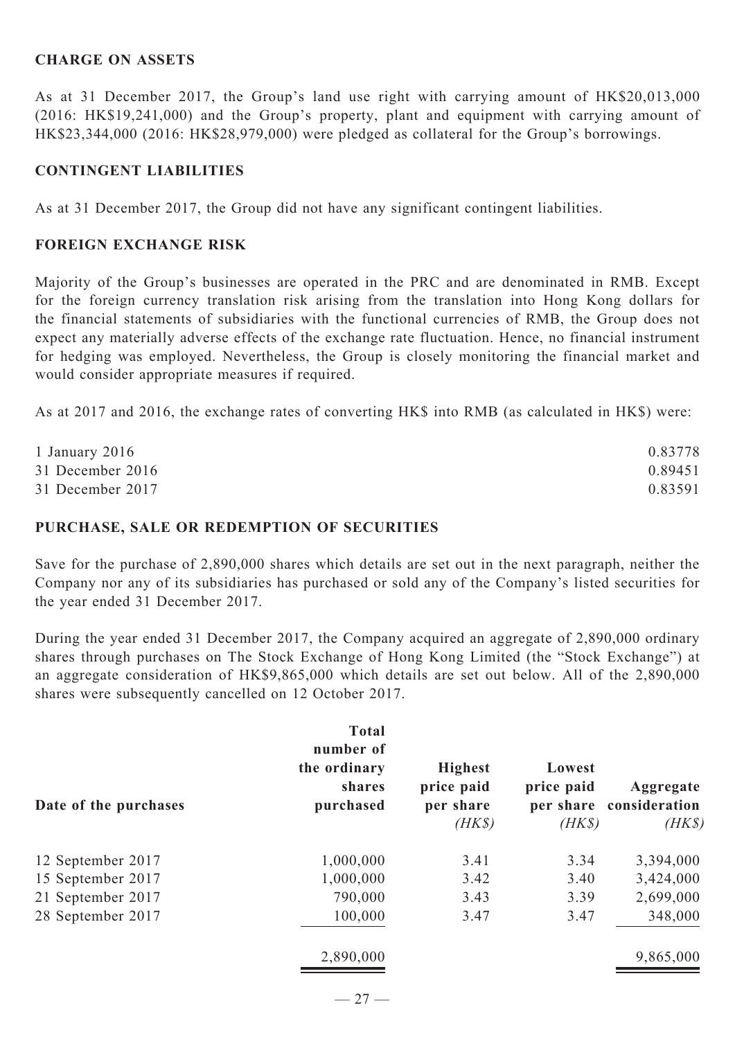## CHARGE ON ASSETS

As at 31 December 2017, the Group's land use right with carrying amount of HK$20,013,000 (2016: HK$19,241,000) and the Group's property, plant and equipment with carrying amount of HK$23,344,000 (2016: HK$28,979,000) were pledged as collateral for the Group's borrowings.

## CONTINGENT LIABILITIES

As at 31 December 2017, the Group did not have any significant contingent liabilities.

## FOREIGN EXCHANGE RISK

Majority of the Group's businesses are operated in the PRC and are denominated in RMB. Except for the foreign currency translation risk arising from the translation into Hong Kong dollars for the financial statements of subsidiaries with the functional currencies of RMB, the Group does not expect any materially adverse effects of the exchange rate fluctuation. Hence, no financial instrument for hedging was employed. Nevertheless, the Group is closely monitoring the financial market and would consider appropriate measures if required.

As at 2017 and 2016, the exchange rates of converting HK$ into RMB (as calculated in HK$) were:

| | |
|---|---|
| 1 January 2016 | 0.83778 |
| 31 December 2016 | 0.89451 |
| 31 December 2017 | 0.83591 |

## PURCHASE, SALE OR REDEMPTION OF SECURITIES

Save for the purchase of 2,890,000 shares which details are set out in the next paragraph, neither the Company nor any of its subsidiaries has purchased or sold any of the Company's listed securities for the year ended 31 December 2017.

During the year ended 31 December 2017, the Company acquired an aggregate of 2,890,000 ordinary shares through purchases on The Stock Exchange of Hong Kong Limited (the "Stock Exchange") at an aggregate consideration of HK$9,865,000 which details are set out below. All of the 2,890,000 shares were subsequently cancelled on 12 October 2017.

| Date of the purchases | Total number of the ordinary shares purchased | Highest price paid per share *(HK$)* | Lowest price paid per share *(HK$)* | Aggregate consideration *(HK$)* |
|---|---|---|---|---|
| 12 September 2017 | 1,000,000 | 3.41 | 3.34 | 3,394,000 |
| 15 September 2017 | 1,000,000 | 3.42 | 3.40 | 3,424,000 |
| 21 September 2017 | 790,000 | 3.43 | 3.39 | 2,699,000 |
| 28 September 2017 | 100,000 | 3.47 | 3.47 | 348,000 |
| | 2,890,000 | | | 9,865,000 |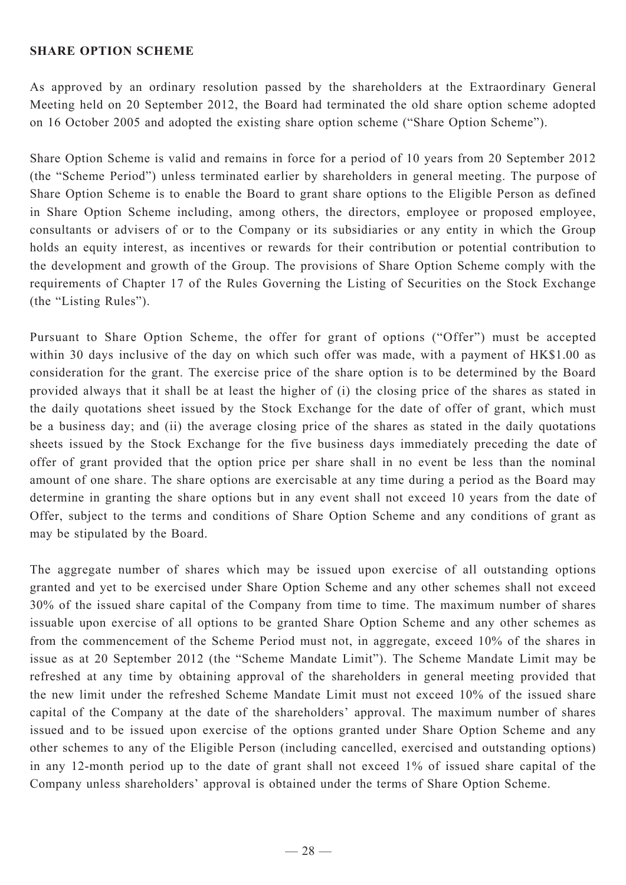**SHARE OPTION SCHEME**

As approved by an ordinary resolution passed by the shareholders at the Extraordinary General Meeting held on 20 September 2012, the Board had terminated the old share option scheme adopted on 16 October 2005 and adopted the existing share option scheme ("Share Option Scheme").

Share Option Scheme is valid and remains in force for a period of 10 years from 20 September 2012 (the "Scheme Period") unless terminated earlier by shareholders in general meeting. The purpose of Share Option Scheme is to enable the Board to grant share options to the Eligible Person as defined in Share Option Scheme including, among others, the directors, employee or proposed employee, consultants or advisers of or to the Company or its subsidiaries or any entity in which the Group holds an equity interest, as incentives or rewards for their contribution or potential contribution to the development and growth of the Group. The provisions of Share Option Scheme comply with the requirements of Chapter 17 of the Rules Governing the Listing of Securities on the Stock Exchange (the "Listing Rules").

Pursuant to Share Option Scheme, the offer for grant of options ("Offer") must be accepted within 30 days inclusive of the day on which such offer was made, with a payment of HK$1.00 as consideration for the grant. The exercise price of the share option is to be determined by the Board provided always that it shall be at least the higher of (i) the closing price of the shares as stated in the daily quotations sheet issued by the Stock Exchange for the date of offer of grant, which must be a business day; and (ii) the average closing price of the shares as stated in the daily quotations sheets issued by the Stock Exchange for the five business days immediately preceding the date of offer of grant provided that the option price per share shall in no event be less than the nominal amount of one share. The share options are exercisable at any time during a period as the Board may determine in granting the share options but in any event shall not exceed 10 years from the date of Offer, subject to the terms and conditions of Share Option Scheme and any conditions of grant as may be stipulated by the Board.

The aggregate number of shares which may be issued upon exercise of all outstanding options granted and yet to be exercised under Share Option Scheme and any other schemes shall not exceed 30% of the issued share capital of the Company from time to time. The maximum number of shares issuable upon exercise of all options to be granted Share Option Scheme and any other schemes as from the commencement of the Scheme Period must not, in aggregate, exceed 10% of the shares in issue as at 20 September 2012 (the "Scheme Mandate Limit"). The Scheme Mandate Limit may be refreshed at any time by obtaining approval of the shareholders in general meeting provided that the new limit under the refreshed Scheme Mandate Limit must not exceed 10% of the issued share capital of the Company at the date of the shareholders' approval. The maximum number of shares issued and to be issued upon exercise of the options granted under Share Option Scheme and any other schemes to any of the Eligible Person (including cancelled, exercised and outstanding options) in any 12-month period up to the date of grant shall not exceed 1% of issued share capital of the Company unless shareholders' approval is obtained under the terms of Share Option Scheme.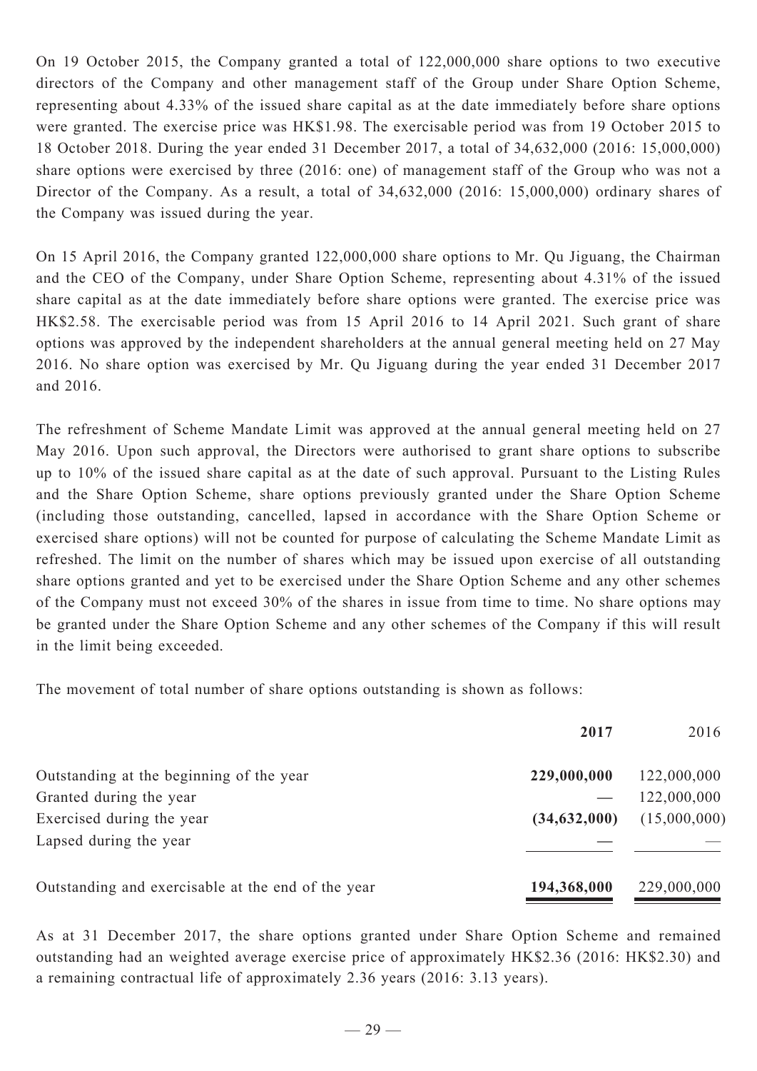On 19 October 2015, the Company granted a total of 122,000,000 share options to two executive directors of the Company and other management staff of the Group under Share Option Scheme, representing about 4.33% of the issued share capital as at the date immediately before share options were granted. The exercise price was HK$1.98. The exercisable period was from 19 October 2015 to 18 October 2018. During the year ended 31 December 2017, a total of 34,632,000 (2016: 15,000,000) share options were exercised by three (2016: one) of management staff of the Group who was not a Director of the Company. As a result, a total of 34,632,000 (2016: 15,000,000) ordinary shares of the Company was issued during the year.

On 15 April 2016, the Company granted 122,000,000 share options to Mr. Qu Jiguang, the Chairman and the CEO of the Company, under Share Option Scheme, representing about 4.31% of the issued share capital as at the date immediately before share options were granted. The exercise price was HK$2.58. The exercisable period was from 15 April 2016 to 14 April 2021. Such grant of share options was approved by the independent shareholders at the annual general meeting held on 27 May 2016. No share option was exercised by Mr. Qu Jiguang during the year ended 31 December 2017 and 2016.

The refreshment of Scheme Mandate Limit was approved at the annual general meeting held on 27 May 2016. Upon such approval, the Directors were authorised to grant share options to subscribe up to 10% of the issued share capital as at the date of such approval. Pursuant to the Listing Rules and the Share Option Scheme, share options previously granted under the Share Option Scheme (including those outstanding, cancelled, lapsed in accordance with the Share Option Scheme or exercised share options) will not be counted for purpose of calculating the Scheme Mandate Limit as refreshed. The limit on the number of shares which may be issued upon exercise of all outstanding share options granted and yet to be exercised under the Share Option Scheme and any other schemes of the Company must not exceed 30% of the shares in issue from time to time. No share options may be granted under the Share Option Scheme and any other schemes of the Company if this will result in the limit being exceeded.

The movement of total number of share options outstanding is shown as follows:

| | **2017** | 2016 |
|---|---|---|
| Outstanding at the beginning of the year | **229,000,000** | 122,000,000 |
| Granted during the year | **—** | 122,000,000 |
| Exercised during the year | **(34,632,000)** | (15,000,000) |
| Lapsed during the year | **—** | — |
| Outstanding and exercisable at the end of the year | **194,368,000** | 229,000,000 |

As at 31 December 2017, the share options granted under Share Option Scheme and remained outstanding had an weighted average exercise price of approximately HK$2.36 (2016: HK$2.30) and a remaining contractual life of approximately 2.36 years (2016: 3.13 years).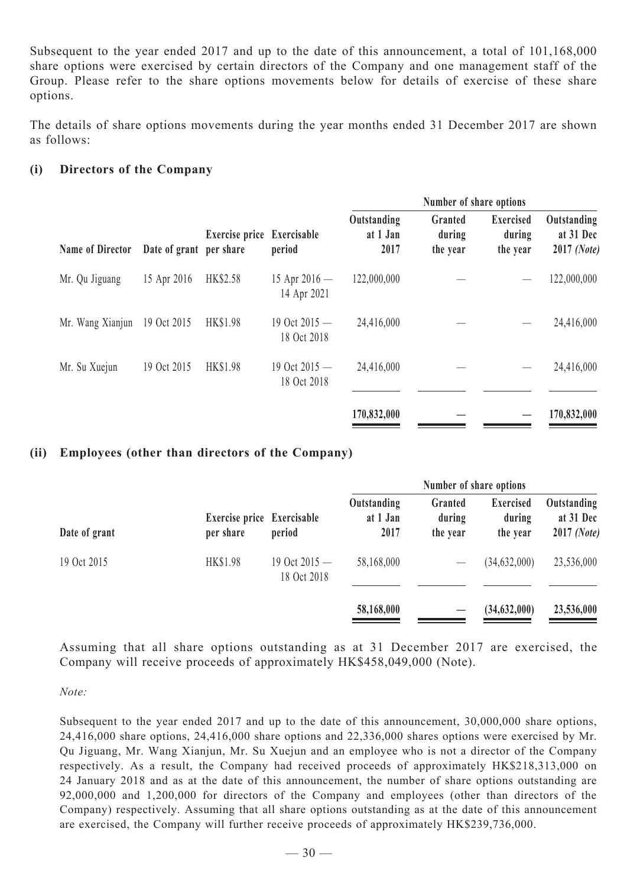Subsequent to the year ended 2017 and up to the date of this announcement, a total of 101,168,000 share options were exercised by certain directors of the Company and one management staff of the Group. Please refer to the share options movements below for details of exercise of these share options.

The details of share options movements during the year months ended 31 December 2017 are shown as follows:

**(i) Directors of the Company**

| | | | | Number of share options | | | |
|---|---|---|---|---|---|---|---|
| **Name of Director** | **Date of grant** | **Exercise price per share** | **Exercisable period** | **Outstanding at 1 Jan 2017** | **Granted during the year** | **Exercised during the year** | **Outstanding at 31 Dec 2017** *(Note)* |
| Mr. Qu Jiguang | 15 Apr 2016 | HK$2.58 | 15 Apr 2016 — 14 Apr 2021 | 122,000,000 | — | — | 122,000,000 |
| Mr. Wang Xianjun | 19 Oct 2015 | HK$1.98 | 19 Oct 2015 — 18 Oct 2018 | 24,416,000 | — | — | 24,416,000 |
| Mr. Su Xuejun | 19 Oct 2015 | HK$1.98 | 19 Oct 2015 — 18 Oct 2018 | 24,416,000 | — | — | 24,416,000 |
| | | | | **170,832,000** | **—** | **—** | **170,832,000** |

**(ii) Employees (other than directors of the Company)**

| | | | Number of share options | | | |
|---|---|---|---|---|---|---|
| **Date of grant** | **Exercise price per share** | **Exercisable period** | **Outstanding at 1 Jan 2017** | **Granted during the year** | **Exercised during the year** | **Outstanding at 31 Dec 2017** *(Note)* |
| 19 Oct 2015 | HK$1.98 | 19 Oct 2015 — 18 Oct 2018 | 58,168,000 | — | (34,632,000) | 23,536,000 |
| | | | **58,168,000** | **—** | **(34,632,000)** | **23,536,000** |

Assuming that all share options outstanding as at 31 December 2017 are exercised, the Company will receive proceeds of approximately HK$458,049,000 (Note).

*Note:*

Subsequent to the year ended 2017 and up to the date of this announcement, 30,000,000 share options, 24,416,000 share options, 24,416,000 share options and 22,336,000 shares options were exercised by Mr. Qu Jiguang, Mr. Wang Xianjun, Mr. Su Xuejun and an employee who is not a director of the Company respectively. As a result, the Company had received proceeds of approximately HK$218,313,000 on 24 January 2018 and as at the date of this announcement, the number of share options outstanding are 92,000,000 and 1,200,000 for directors of the Company and employees (other than directors of the Company) respectively. Assuming that all share options outstanding as at the date of this announcement are exercised, the Company will further receive proceeds of approximately HK$239,736,000.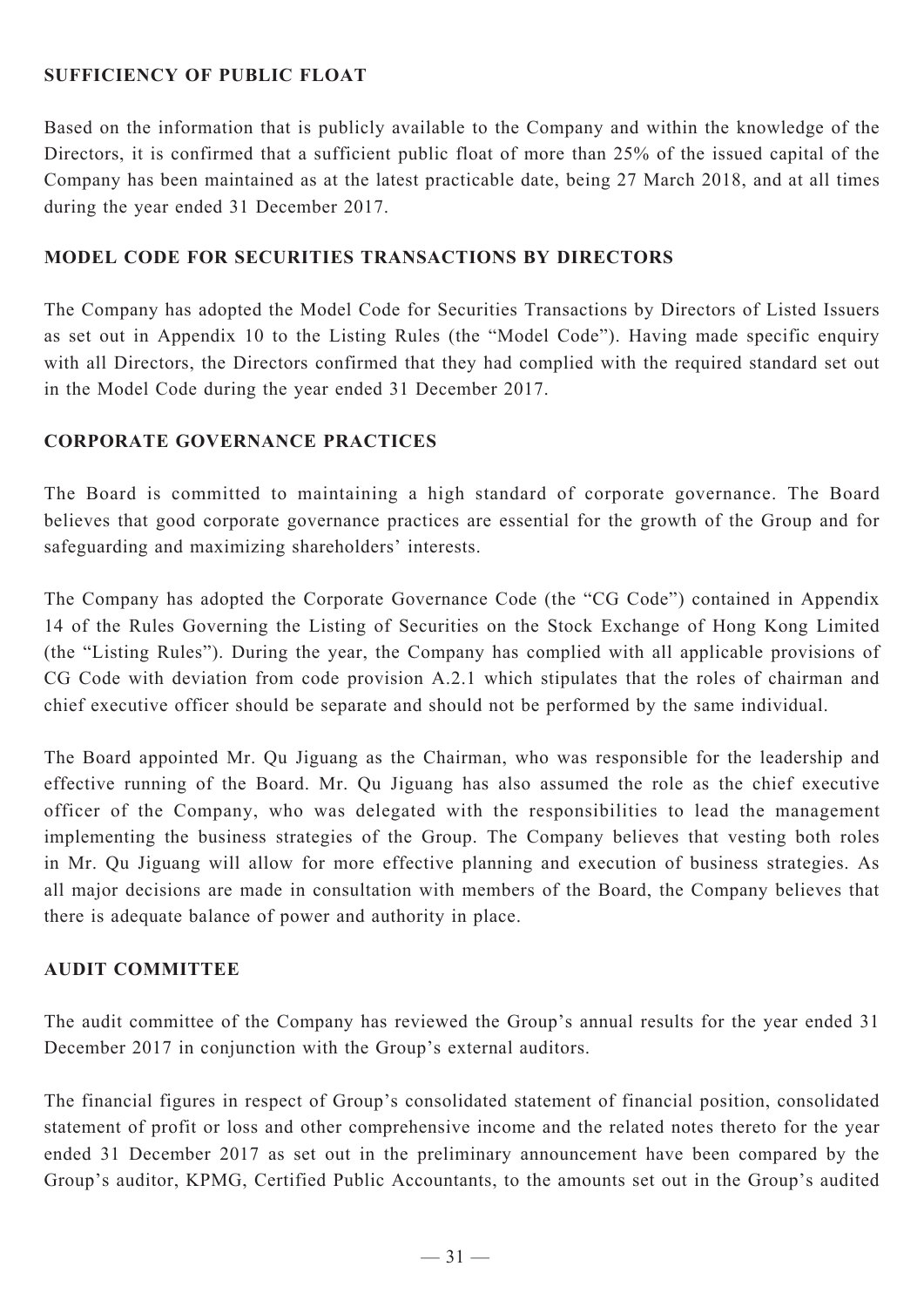## SUFFICIENCY OF PUBLIC FLOAT

Based on the information that is publicly available to the Company and within the knowledge of the Directors, it is confirmed that a sufficient public float of more than 25% of the issued capital of the Company has been maintained as at the latest practicable date, being 27 March 2018, and at all times during the year ended 31 December 2017.

## MODEL CODE FOR SECURITIES TRANSACTIONS BY DIRECTORS

The Company has adopted the Model Code for Securities Transactions by Directors of Listed Issuers as set out in Appendix 10 to the Listing Rules (the "Model Code"). Having made specific enquiry with all Directors, the Directors confirmed that they had complied with the required standard set out in the Model Code during the year ended 31 December 2017.

## CORPORATE GOVERNANCE PRACTICES

The Board is committed to maintaining a high standard of corporate governance. The Board believes that good corporate governance practices are essential for the growth of the Group and for safeguarding and maximizing shareholders' interests.

The Company has adopted the Corporate Governance Code (the "CG Code") contained in Appendix 14 of the Rules Governing the Listing of Securities on the Stock Exchange of Hong Kong Limited (the "Listing Rules"). During the year, the Company has complied with all applicable provisions of CG Code with deviation from code provision A.2.1 which stipulates that the roles of chairman and chief executive officer should be separate and should not be performed by the same individual.

The Board appointed Mr. Qu Jiguang as the Chairman, who was responsible for the leadership and effective running of the Board. Mr. Qu Jiguang has also assumed the role as the chief executive officer of the Company, who was delegated with the responsibilities to lead the management implementing the business strategies of the Group. The Company believes that vesting both roles in Mr. Qu Jiguang will allow for more effective planning and execution of business strategies. As all major decisions are made in consultation with members of the Board, the Company believes that there is adequate balance of power and authority in place.

## AUDIT COMMITTEE

The audit committee of the Company has reviewed the Group's annual results for the year ended 31 December 2017 in conjunction with the Group's external auditors.

The financial figures in respect of Group's consolidated statement of financial position, consolidated statement of profit or loss and other comprehensive income and the related notes thereto for the year ended 31 December 2017 as set out in the preliminary announcement have been compared by the Group's auditor, KPMG, Certified Public Accountants, to the amounts set out in the Group's audited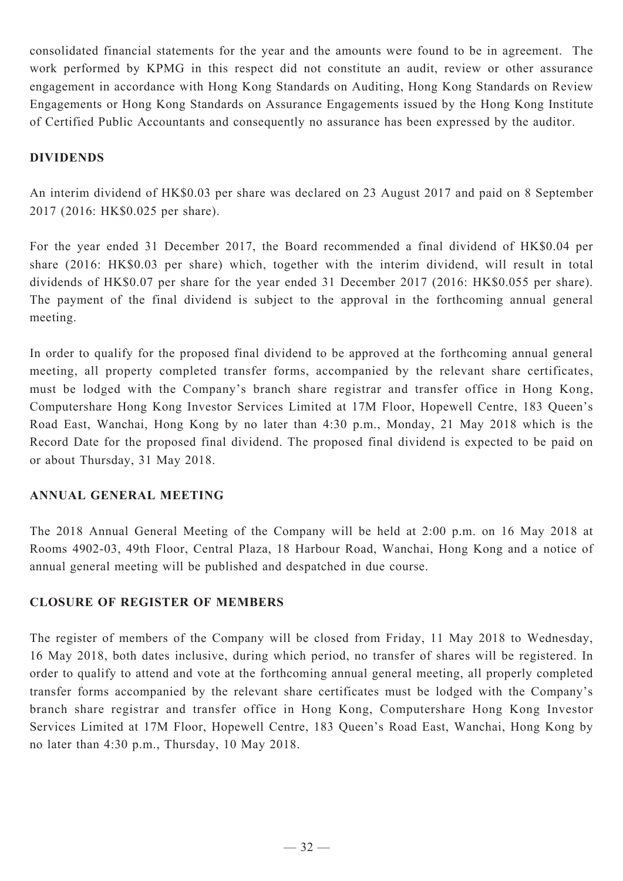consolidated financial statements for the year and the amounts were found to be in agreement. The work performed by KPMG in this respect did not constitute an audit, review or other assurance engagement in accordance with Hong Kong Standards on Auditing, Hong Kong Standards on Review Engagements or Hong Kong Standards on Assurance Engagements issued by the Hong Kong Institute of Certified Public Accountants and consequently no assurance has been expressed by the auditor.

## DIVIDENDS

An interim dividend of HK$0.03 per share was declared on 23 August 2017 and paid on 8 September 2017 (2016: HK$0.025 per share).

For the year ended 31 December 2017, the Board recommended a final dividend of HK$0.04 per share (2016: HK$0.03 per share) which, together with the interim dividend, will result in total dividends of HK$0.07 per share for the year ended 31 December 2017 (2016: HK$0.055 per share). The payment of the final dividend is subject to the approval in the forthcoming annual general meeting.

In order to qualify for the proposed final dividend to be approved at the forthcoming annual general meeting, all property completed transfer forms, accompanied by the relevant share certificates, must be lodged with the Company's branch share registrar and transfer office in Hong Kong, Computershare Hong Kong Investor Services Limited at 17M Floor, Hopewell Centre, 183 Queen's Road East, Wanchai, Hong Kong by no later than 4:30 p.m., Monday, 21 May 2018 which is the Record Date for the proposed final dividend. The proposed final dividend is expected to be paid on or about Thursday, 31 May 2018.

## ANNUAL GENERAL MEETING

The 2018 Annual General Meeting of the Company will be held at 2:00 p.m. on 16 May 2018 at Rooms 4902-03, 49th Floor, Central Plaza, 18 Harbour Road, Wanchai, Hong Kong and a notice of annual general meeting will be published and despatched in due course.

## CLOSURE OF REGISTER OF MEMBERS

The register of members of the Company will be closed from Friday, 11 May 2018 to Wednesday, 16 May 2018, both dates inclusive, during which period, no transfer of shares will be registered. In order to qualify to attend and vote at the forthcoming annual general meeting, all properly completed transfer forms accompanied by the relevant share certificates must be lodged with the Company's branch share registrar and transfer office in Hong Kong, Computershare Hong Kong Investor Services Limited at 17M Floor, Hopewell Centre, 183 Queen's Road East, Wanchai, Hong Kong by no later than 4:30 p.m., Thursday, 10 May 2018.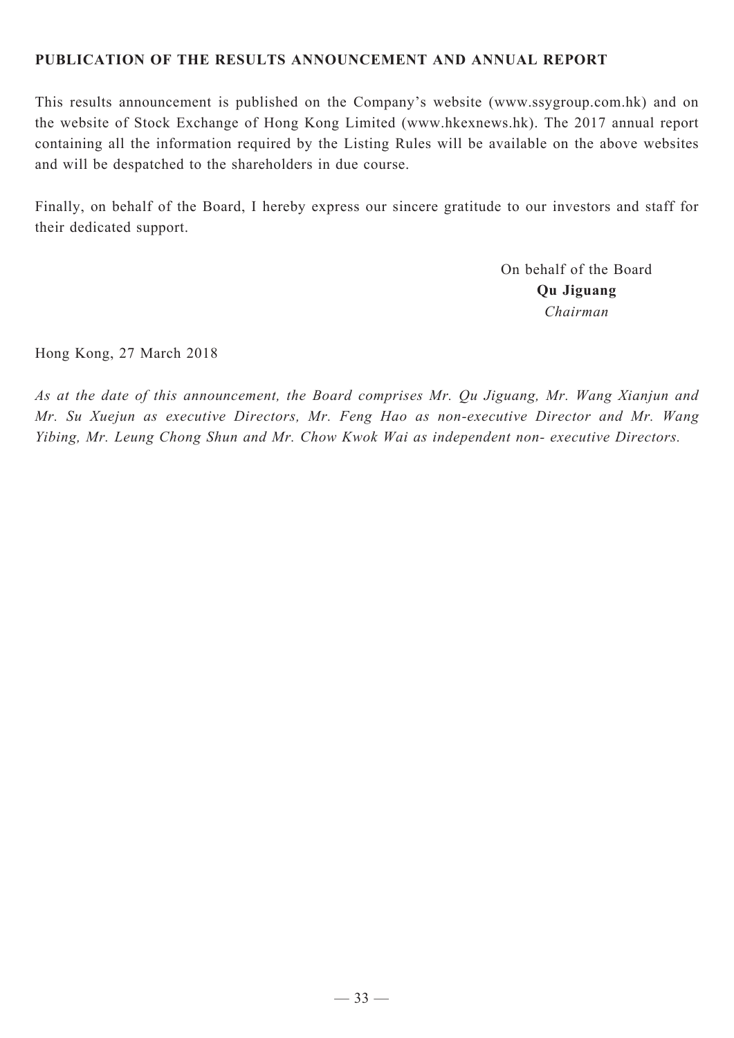**PUBLICATION OF THE RESULTS ANNOUNCEMENT AND ANNUAL REPORT**

This results announcement is published on the Company's website (www.ssygroup.com.hk) and on the website of Stock Exchange of Hong Kong Limited (www.hkexnews.hk). The 2017 annual report containing all the information required by the Listing Rules will be available on the above websites and will be despatched to the shareholders in due course.

Finally, on behalf of the Board, I hereby express our sincere gratitude to our investors and staff for their dedicated support.

On behalf of the Board
**Qu Jiguang**
*Chairman*

Hong Kong, 27 March 2018

*As at the date of this announcement, the Board comprises Mr. Qu Jiguang, Mr. Wang Xianjun and Mr. Su Xuejun as executive Directors, Mr. Feng Hao as non-executive Director and Mr. Wang Yibing, Mr. Leung Chong Shun and Mr. Chow Kwok Wai as independent non- executive Directors.*